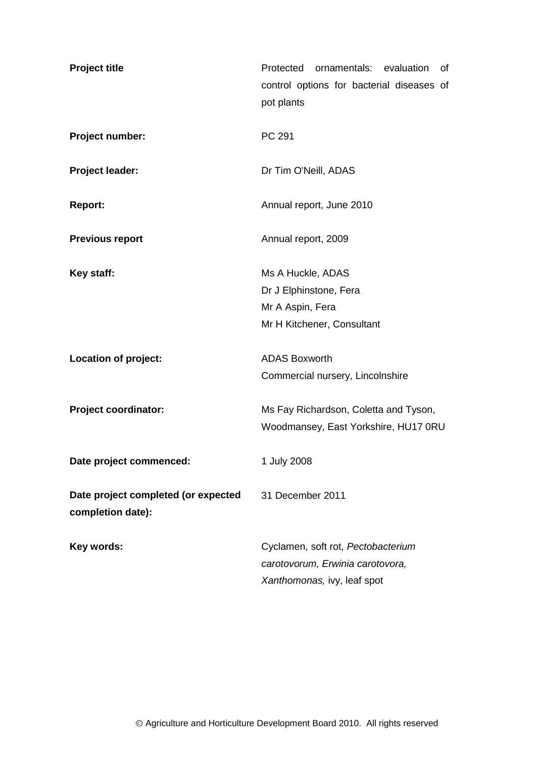| | |
|---|---|
| **Project title** | Protected ornamentals: evaluation of control options for bacterial diseases of pot plants |
| **Project number:** | PC 291 |
| **Project leader:** | Dr Tim O'Neill, ADAS |
| **Report:** | Annual report, June 2010 |
| **Previous report** | Annual report, 2009 |
| **Key staff:** | Ms A Huckle, ADAS<br>Dr J Elphinstone, Fera<br>Mr A Aspin, Fera<br>Mr H Kitchener, Consultant |
| **Location of project:** | ADAS Boxworth<br>Commercial nursery, Lincolnshire |
| **Project coordinator:** | Ms Fay Richardson, Coletta and Tyson, Woodmansey, East Yorkshire, HU17 0RU |
| **Date project commenced:** | 1 July 2008 |
| **Date project completed (or expected completion date):** | 31 December 2011 |
| **Key words:** | Cyclamen, soft rot, *Pectobacterium carotovorum, Erwinia carotovora, Xanthomonas,* ivy, leaf spot |

© Agriculture and Horticulture Development Board 2010. All rights reserved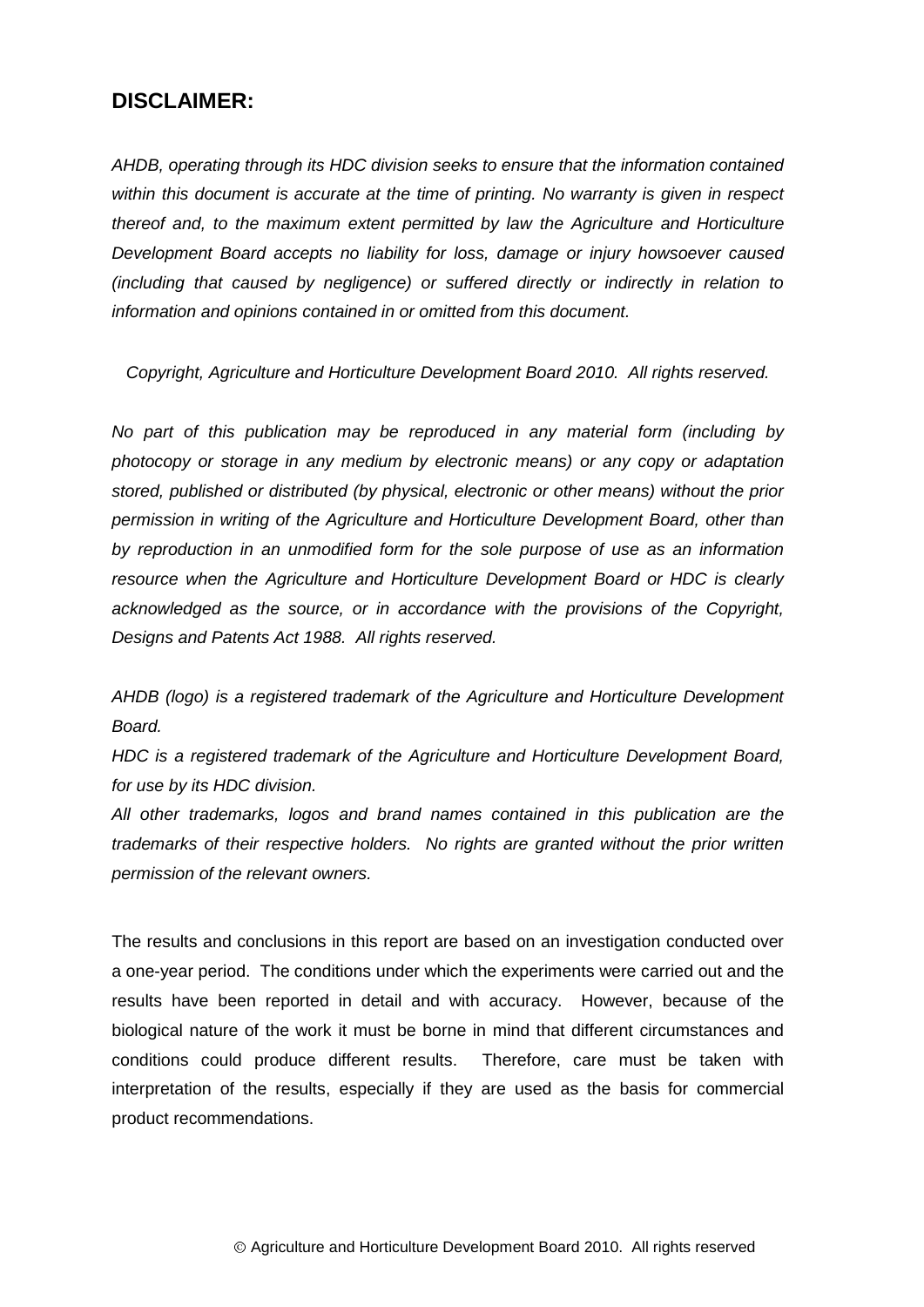## DISCLAIMER:

*AHDB, operating through its HDC division seeks to ensure that the information contained within this document is accurate at the time of printing. No warranty is given in respect thereof and, to the maximum extent permitted by law the Agriculture and Horticulture Development Board accepts no liability for loss, damage or injury howsoever caused (including that caused by negligence) or suffered directly or indirectly in relation to information and opinions contained in or omitted from this document.*

*Copyright, Agriculture and Horticulture Development Board 2010. All rights reserved.*

*No part of this publication may be reproduced in any material form (including by photocopy or storage in any medium by electronic means) or any copy or adaptation stored, published or distributed (by physical, electronic or other means) without the prior permission in writing of the Agriculture and Horticulture Development Board, other than by reproduction in an unmodified form for the sole purpose of use as an information resource when the Agriculture and Horticulture Development Board or HDC is clearly acknowledged as the source, or in accordance with the provisions of the Copyright, Designs and Patents Act 1988. All rights reserved.*

*AHDB (logo) is a registered trademark of the Agriculture and Horticulture Development Board.*
*HDC is a registered trademark of the Agriculture and Horticulture Development Board, for use by its HDC division.*
*All other trademarks, logos and brand names contained in this publication are the trademarks of their respective holders. No rights are granted without the prior written permission of the relevant owners.*

The results and conclusions in this report are based on an investigation conducted over a one-year period. The conditions under which the experiments were carried out and the results have been reported in detail and with accuracy. However, because of the biological nature of the work it must be borne in mind that different circumstances and conditions could produce different results. Therefore, care must be taken with interpretation of the results, especially if they are used as the basis for commercial product recommendations.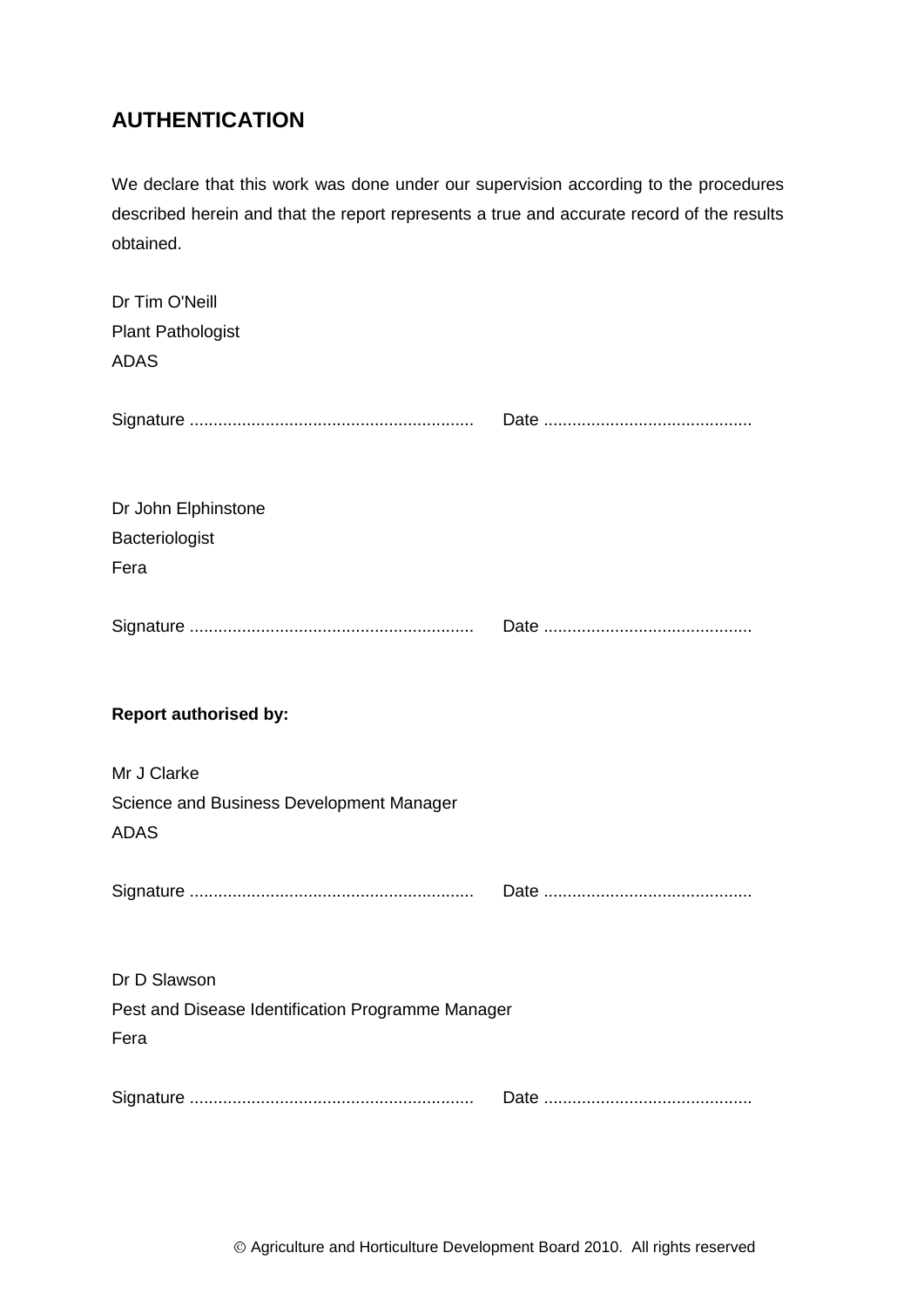## AUTHENTICATION

We declare that this work was done under our supervision according to the procedures described herein and that the report represents a true and accurate record of the results obtained.

Dr Tim O'Neill
Plant Pathologist
ADAS

Signature ............................................................ Date ............................................

Dr John Elphinstone
Bacteriologist
Fera

Signature ............................................................ Date ............................................

**Report authorised by:**

Mr J Clarke
Science and Business Development Manager
ADAS

Signature ............................................................ Date ............................................

Dr D Slawson
Pest and Disease Identification Programme Manager
Fera

Signature ............................................................ Date ............................................

© Agriculture and Horticulture Development Board 2010. All rights reserved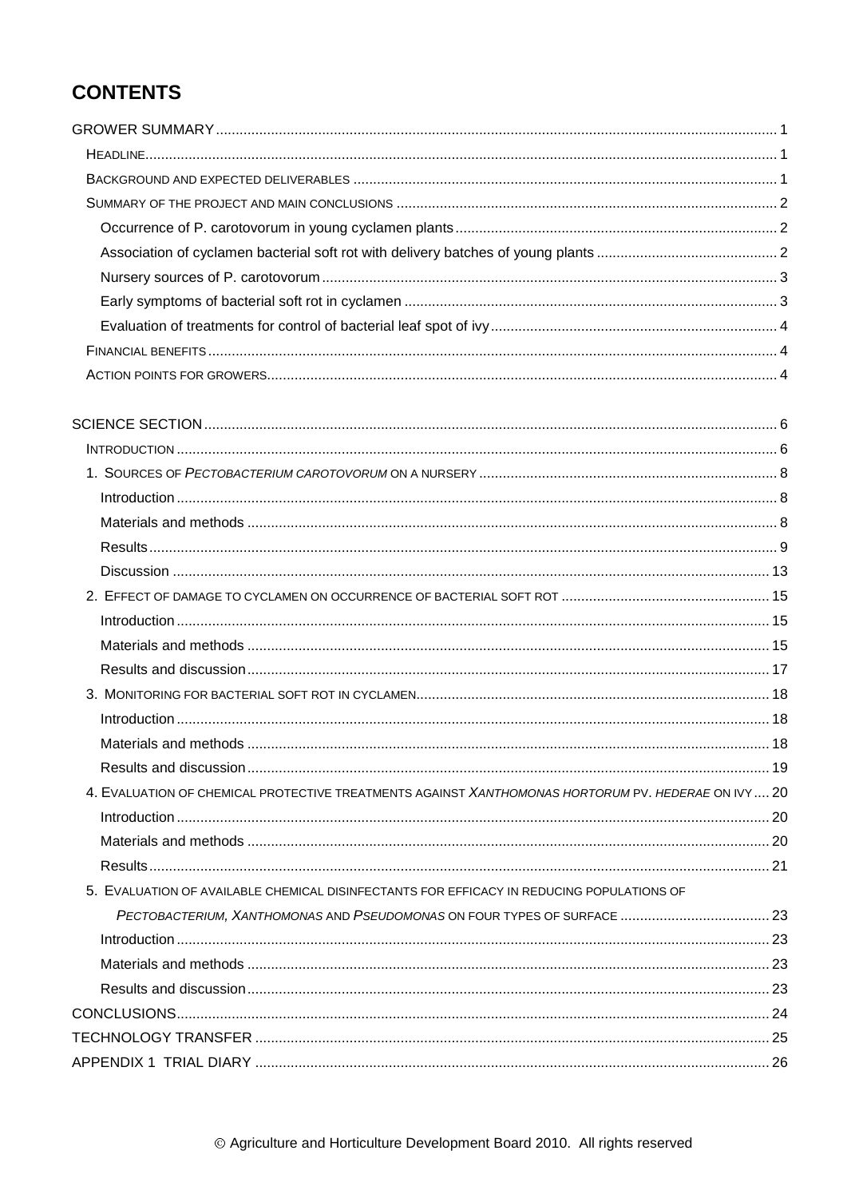# CONTENTS

GROWER SUMMARY ... 1

- HEADLINE ... 1
- BACKGROUND AND EXPECTED DELIVERABLES ... 1
- SUMMARY OF THE PROJECT AND MAIN CONCLUSIONS ... 2
  - Occurrence of P. carotovorum in young cyclamen plants ... 2
  - Association of cyclamen bacterial soft rot with delivery batches of young plants ... 2
  - Nursery sources of P. carotovorum ... 3
  - Early symptoms of bacterial soft rot in cyclamen ... 3
  - Evaluation of treatments for control of bacterial leaf spot of ivy ... 4
- FINANCIAL BENEFITS ... 4
- ACTION POINTS FOR GROWERS ... 4

SCIENCE SECTION ... 6

- INTRODUCTION ... 6
- 1. SOURCES OF *PECTOBACTERIUM CAROTOVORUM* ON A NURSERY ... 8
  - Introduction ... 8
  - Materials and methods ... 8
  - Results ... 9
  - Discussion ... 13
- 2. EFFECT OF DAMAGE TO CYCLAMEN ON OCCURRENCE OF BACTERIAL SOFT ROT ... 15
  - Introduction ... 15
  - Materials and methods ... 15
  - Results and discussion ... 17
- 3. MONITORING FOR BACTERIAL SOFT ROT IN CYCLAMEN ... 18
  - Introduction ... 18
  - Materials and methods ... 18
  - Results and discussion ... 19
- 4. EVALUATION OF CHEMICAL PROTECTIVE TREATMENTS AGAINST *XANTHOMONAS HORTORUM* PV. *HEDERAE* ON IVY ... 20
  - Introduction ... 20
  - Materials and methods ... 20
  - Results ... 21
- 5. EVALUATION OF AVAILABLE CHEMICAL DISINFECTANTS FOR EFFICACY IN REDUCING POPULATIONS OF *PECTOBACTERIUM, XANTHOMONAS* AND *PSEUDOMONAS* ON FOUR TYPES OF SURFACE ... 23
  - Introduction ... 23
  - Materials and methods ... 23
  - Results and discussion ... 23

CONCLUSIONS ... 24

TECHNOLOGY TRANSFER ... 25

APPENDIX 1 TRIAL DIARY ... 26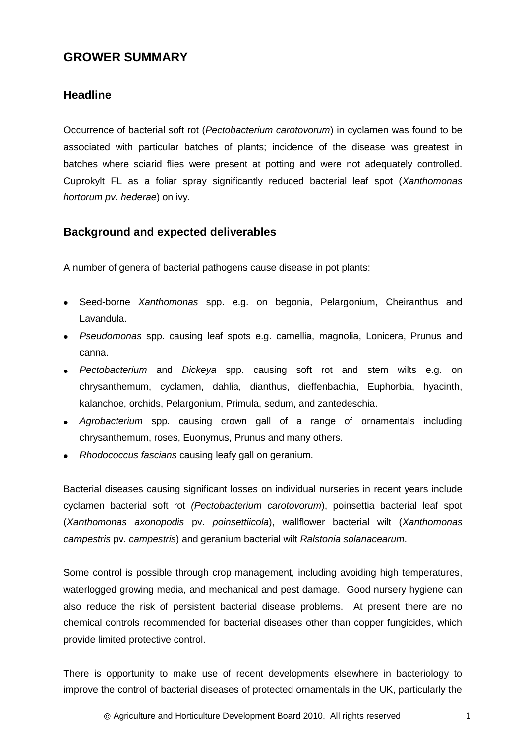## GROWER SUMMARY

### Headline

Occurrence of bacterial soft rot (*Pectobacterium carotovorum*) in cyclamen was found to be associated with particular batches of plants; incidence of the disease was greatest in batches where sciarid flies were present at potting and were not adequately controlled. Cuprokylt FL as a foliar spray significantly reduced bacterial leaf spot (*Xanthomonas hortorum pv. hederae*) on ivy.

### Background and expected deliverables

A number of genera of bacterial pathogens cause disease in pot plants:

- Seed-borne *Xanthomonas* spp. e.g. on begonia, Pelargonium, Cheiranthus and Lavandula.
- *Pseudomonas* spp. causing leaf spots e.g. camellia, magnolia, Lonicera, Prunus and canna.
- *Pectobacterium* and *Dickeya* spp. causing soft rot and stem wilts e.g. on chrysanthemum, cyclamen, dahlia, dianthus, dieffenbachia, Euphorbia, hyacinth, kalanchoe, orchids, Pelargonium, Primula, sedum, and zantedeschia.
- *Agrobacterium* spp. causing crown gall of a range of ornamentals including chrysanthemum, roses, Euonymus, Prunus and many others.
- *Rhodococcus fascians* causing leafy gall on geranium.

Bacterial diseases causing significant losses on individual nurseries in recent years include cyclamen bacterial soft rot *(Pectobacterium carotovorum*), poinsettia bacterial leaf spot (*Xanthomonas axonopodis* pv. *poinsettiicola*), wallflower bacterial wilt (*Xanthomonas campestris* pv. *campestris*) and geranium bacterial wilt *Ralstonia solanacearum*.

Some control is possible through crop management, including avoiding high temperatures, waterlogged growing media, and mechanical and pest damage. Good nursery hygiene can also reduce the risk of persistent bacterial disease problems. At present there are no chemical controls recommended for bacterial diseases other than copper fungicides, which provide limited protective control.

There is opportunity to make use of recent developments elsewhere in bacteriology to improve the control of bacterial diseases of protected ornamentals in the UK, particularly the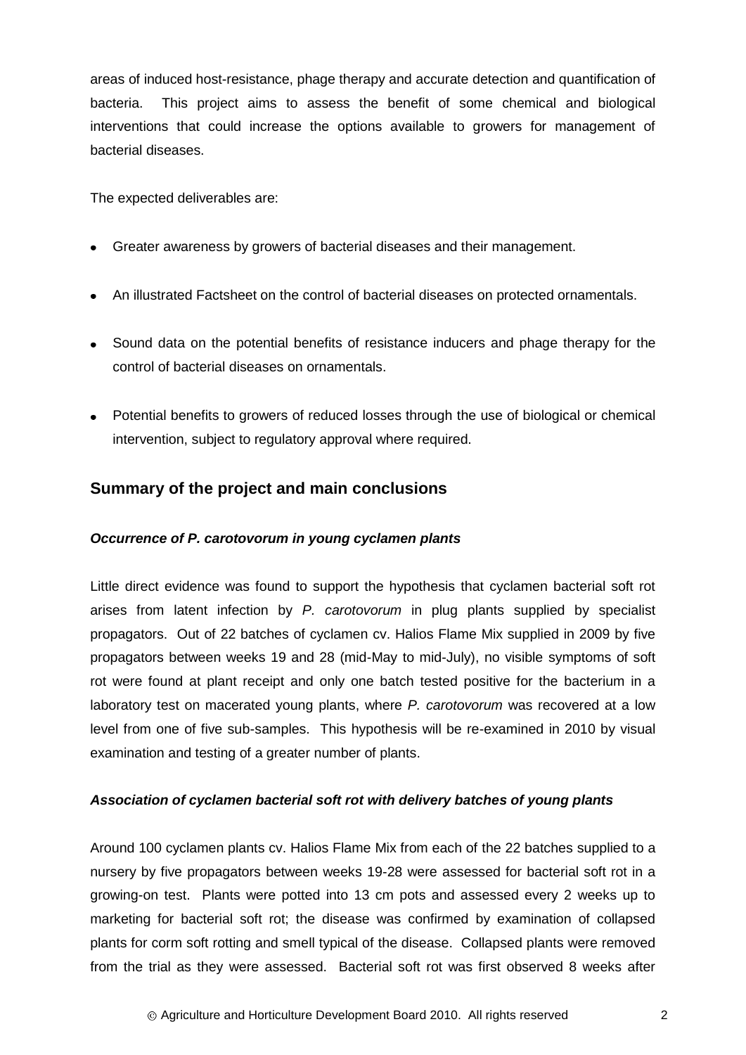areas of induced host-resistance, phage therapy and accurate detection and quantification of bacteria. This project aims to assess the benefit of some chemical and biological interventions that could increase the options available to growers for management of bacterial diseases.

The expected deliverables are:

- Greater awareness by growers of bacterial diseases and their management.
- An illustrated Factsheet on the control of bacterial diseases on protected ornamentals.
- Sound data on the potential benefits of resistance inducers and phage therapy for the control of bacterial diseases on ornamentals.
- Potential benefits to growers of reduced losses through the use of biological or chemical intervention, subject to regulatory approval where required.

## Summary of the project and main conclusions

### *Occurrence of P. carotovorum in young cyclamen plants*

Little direct evidence was found to support the hypothesis that cyclamen bacterial soft rot arises from latent infection by *P. carotovorum* in plug plants supplied by specialist propagators. Out of 22 batches of cyclamen cv. Halios Flame Mix supplied in 2009 by five propagators between weeks 19 and 28 (mid-May to mid-July), no visible symptoms of soft rot were found at plant receipt and only one batch tested positive for the bacterium in a laboratory test on macerated young plants, where *P. carotovorum* was recovered at a low level from one of five sub-samples. This hypothesis will be re-examined in 2010 by visual examination and testing of a greater number of plants.

### *Association of cyclamen bacterial soft rot with delivery batches of young plants*

Around 100 cyclamen plants cv. Halios Flame Mix from each of the 22 batches supplied to a nursery by five propagators between weeks 19-28 were assessed for bacterial soft rot in a growing-on test. Plants were potted into 13 cm pots and assessed every 2 weeks up to marketing for bacterial soft rot; the disease was confirmed by examination of collapsed plants for corm soft rotting and smell typical of the disease. Collapsed plants were removed from the trial as they were assessed. Bacterial soft rot was first observed 8 weeks after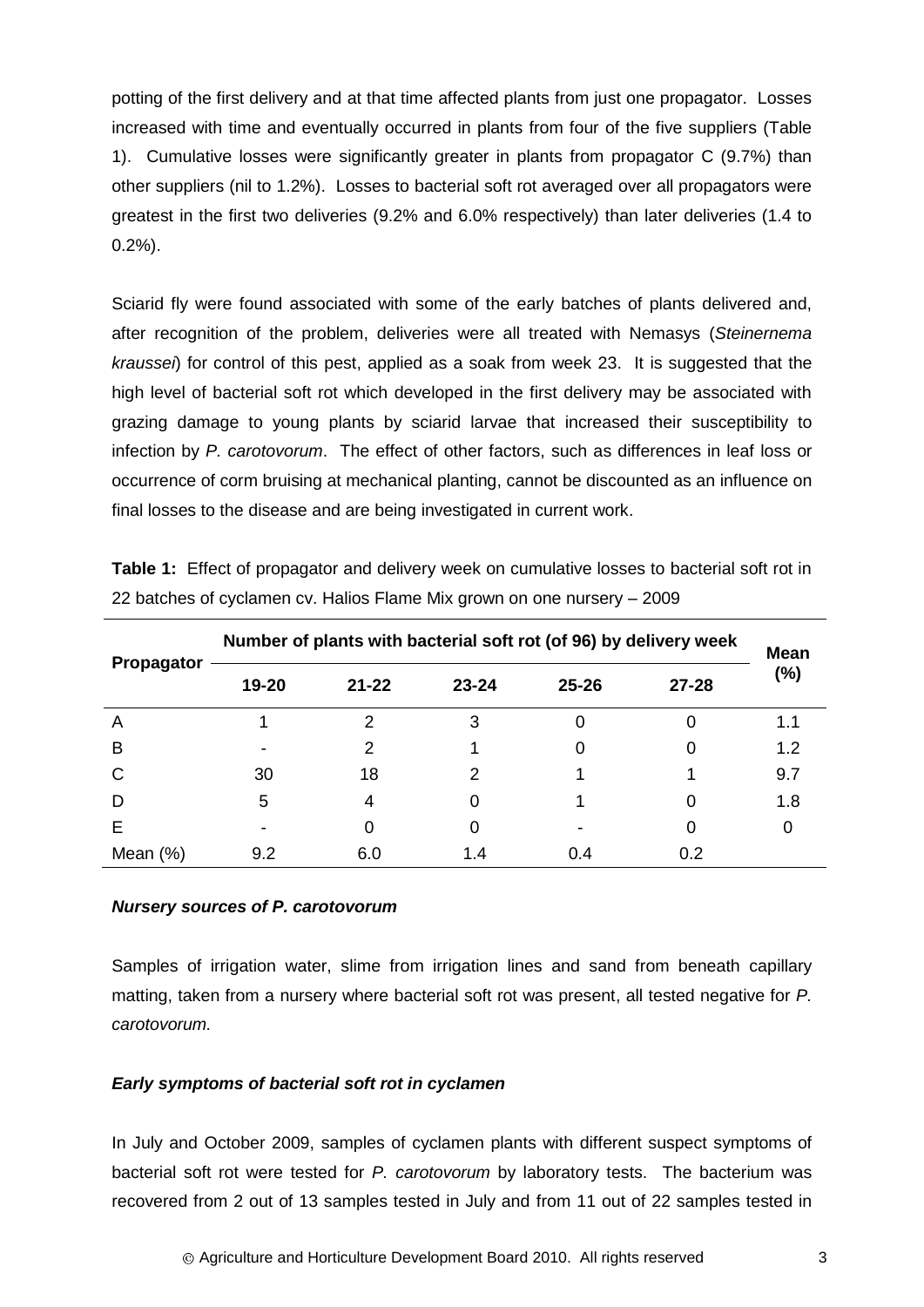potting of the first delivery and at that time affected plants from just one propagator. Losses increased with time and eventually occurred in plants from four of the five suppliers (Table 1). Cumulative losses were significantly greater in plants from propagator C (9.7%) than other suppliers (nil to 1.2%). Losses to bacterial soft rot averaged over all propagators were greatest in the first two deliveries (9.2% and 6.0% respectively) than later deliveries (1.4 to 0.2%).

Sciarid fly were found associated with some of the early batches of plants delivered and, after recognition of the problem, deliveries were all treated with Nemasys (*Steinernema kraussei*) for control of this pest, applied as a soak from week 23. It is suggested that the high level of bacterial soft rot which developed in the first delivery may be associated with grazing damage to young plants by sciarid larvae that increased their susceptibility to infection by *P. carotovorum*. The effect of other factors, such as differences in leaf loss or occurrence of corm bruising at mechanical planting, cannot be discounted as an influence on final losses to the disease and are being investigated in current work.

**Table 1:** Effect of propagator and delivery week on cumulative losses to bacterial soft rot in 22 batches of cyclamen cv. Halios Flame Mix grown on one nursery – 2009

| Propagator | Number of plants with bacterial soft rot (of 96) by delivery week | | | | | Mean (%) |
|---|---|---|---|---|---|---|
| | 19-20 | 21-22 | 23-24 | 25-26 | 27-28 | |
| A | 1 | 2 | 3 | 0 | 0 | 1.1 |
| B | - | 2 | 1 | 0 | 0 | 1.2 |
| C | 30 | 18 | 2 | 1 | 1 | 9.7 |
| D | 5 | 4 | 0 | 1 | 0 | 1.8 |
| E | - | 0 | 0 | - | 0 | 0 |
| Mean (%) | 9.2 | 6.0 | 1.4 | 0.4 | 0.2 | |

### *Nursery sources of P. carotovorum*

Samples of irrigation water, slime from irrigation lines and sand from beneath capillary matting, taken from a nursery where bacterial soft rot was present, all tested negative for *P. carotovorum.*

### *Early symptoms of bacterial soft rot in cyclamen*

In July and October 2009, samples of cyclamen plants with different suspect symptoms of bacterial soft rot were tested for *P. carotovorum* by laboratory tests. The bacterium was recovered from 2 out of 13 samples tested in July and from 11 out of 22 samples tested in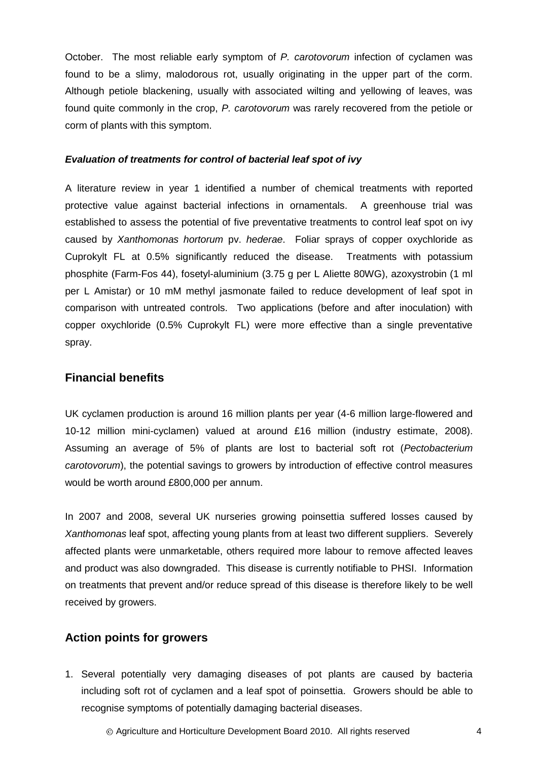October. The most reliable early symptom of *P. carotovorum* infection of cyclamen was found to be a slimy, malodorous rot, usually originating in the upper part of the corm. Although petiole blackening, usually with associated wilting and yellowing of leaves, was found quite commonly in the crop, *P. carotovorum* was rarely recovered from the petiole or corm of plants with this symptom.

***Evaluation of treatments for control of bacterial leaf spot of ivy***

A literature review in year 1 identified a number of chemical treatments with reported protective value against bacterial infections in ornamentals. A greenhouse trial was established to assess the potential of five preventative treatments to control leaf spot on ivy caused by *Xanthomonas hortorum* pv. *hederae*. Foliar sprays of copper oxychloride as Cuprokylt FL at 0.5% significantly reduced the disease. Treatments with potassium phosphite (Farm-Fos 44), fosetyl-aluminium (3.75 g per L Aliette 80WG), azoxystrobin (1 ml per L Amistar) or 10 mM methyl jasmonate failed to reduce development of leaf spot in comparison with untreated controls. Two applications (before and after inoculation) with copper oxychloride (0.5% Cuprokylt FL) were more effective than a single preventative spray.

## Financial benefits

UK cyclamen production is around 16 million plants per year (4-6 million large-flowered and 10-12 million mini-cyclamen) valued at around £16 million (industry estimate, 2008). Assuming an average of 5% of plants are lost to bacterial soft rot (*Pectobacterium carotovorum*), the potential savings to growers by introduction of effective control measures would be worth around £800,000 per annum.

In 2007 and 2008, several UK nurseries growing poinsettia suffered losses caused by *Xanthomonas* leaf spot, affecting young plants from at least two different suppliers. Severely affected plants were unmarketable, others required more labour to remove affected leaves and product was also downgraded. This disease is currently notifiable to PHSI. Information on treatments that prevent and/or reduce spread of this disease is therefore likely to be well received by growers.

## Action points for growers

1. Several potentially very damaging diseases of pot plants are caused by bacteria including soft rot of cyclamen and a leaf spot of poinsettia. Growers should be able to recognise symptoms of potentially damaging bacterial diseases.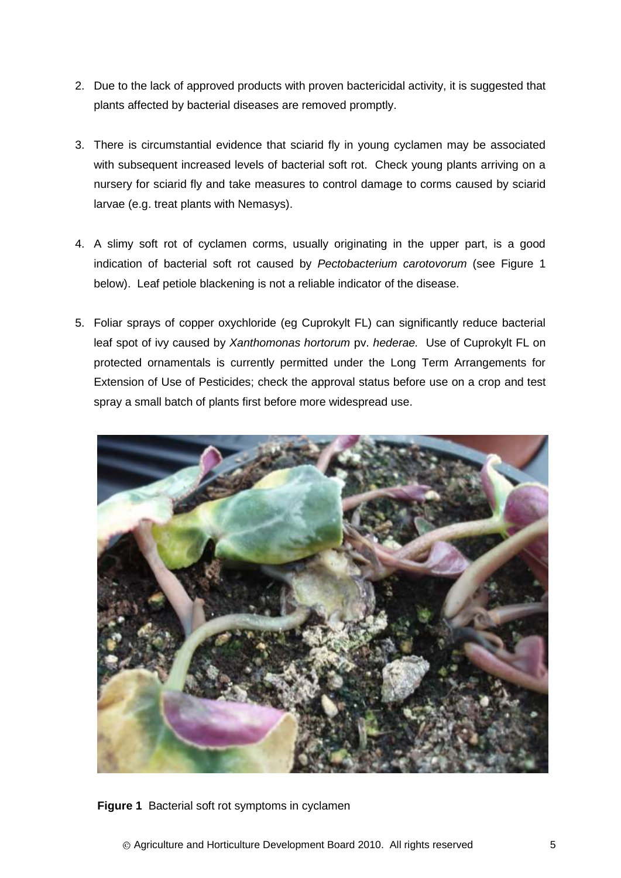2. Due to the lack of approved products with proven bactericidal activity, it is suggested that plants affected by bacterial diseases are removed promptly.

3. There is circumstantial evidence that sciarid fly in young cyclamen may be associated with subsequent increased levels of bacterial soft rot. Check young plants arriving on a nursery for sciarid fly and take measures to control damage to corms caused by sciarid larvae (e.g. treat plants with Nemasys).

4. A slimy soft rot of cyclamen corms, usually originating in the upper part, is a good indication of bacterial soft rot caused by *Pectobacterium carotovorum* (see Figure 1 below). Leaf petiole blackening is not a reliable indicator of the disease.

5. Foliar sprays of copper oxychloride (eg Cuprokylt FL) can significantly reduce bacterial leaf spot of ivy caused by *Xanthomonas hortorum* pv. *hederae.* Use of Cuprokylt FL on protected ornamentals is currently permitted under the Long Term Arrangements for Extension of Use of Pesticides; check the approval status before use on a crop and test spray a small batch of plants first before more widespread use.

**Figure 1** Bacterial soft rot symptoms in cyclamen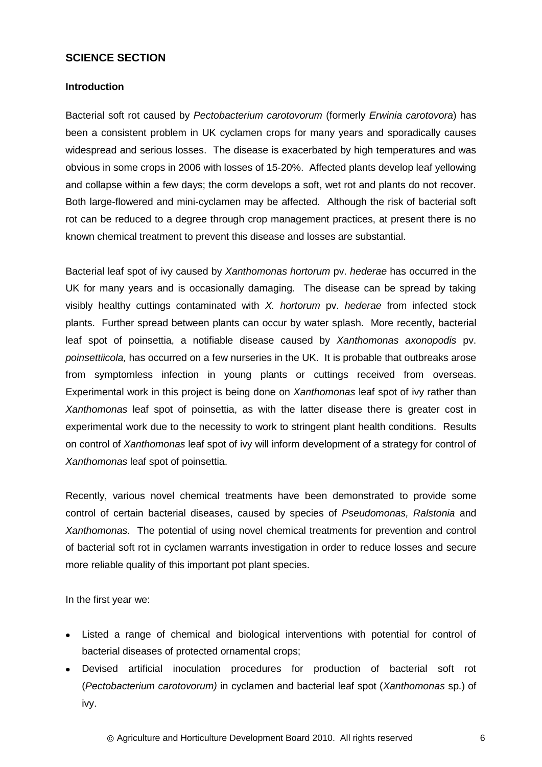## SCIENCE SECTION

### Introduction

Bacterial soft rot caused by *Pectobacterium carotovorum* (formerly *Erwinia carotovora*) has been a consistent problem in UK cyclamen crops for many years and sporadically causes widespread and serious losses. The disease is exacerbated by high temperatures and was obvious in some crops in 2006 with losses of 15-20%. Affected plants develop leaf yellowing and collapse within a few days; the corm develops a soft, wet rot and plants do not recover. Both large-flowered and mini-cyclamen may be affected. Although the risk of bacterial soft rot can be reduced to a degree through crop management practices, at present there is no known chemical treatment to prevent this disease and losses are substantial.

Bacterial leaf spot of ivy caused by *Xanthomonas hortorum* pv. *hederae* has occurred in the UK for many years and is occasionally damaging. The disease can be spread by taking visibly healthy cuttings contaminated with *X. hortorum* pv. *hederae* from infected stock plants. Further spread between plants can occur by water splash. More recently, bacterial leaf spot of poinsettia, a notifiable disease caused by *Xanthomonas axonopodis* pv. *poinsettiicola,* has occurred on a few nurseries in the UK. It is probable that outbreaks arose from symptomless infection in young plants or cuttings received from overseas. Experimental work in this project is being done on *Xanthomonas* leaf spot of ivy rather than *Xanthomonas* leaf spot of poinsettia, as with the latter disease there is greater cost in experimental work due to the necessity to work to stringent plant health conditions. Results on control of *Xanthomonas* leaf spot of ivy will inform development of a strategy for control of *Xanthomonas* leaf spot of poinsettia.

Recently, various novel chemical treatments have been demonstrated to provide some control of certain bacterial diseases, caused by species of *Pseudomonas, Ralstonia* and *Xanthomonas*. The potential of using novel chemical treatments for prevention and control of bacterial soft rot in cyclamen warrants investigation in order to reduce losses and secure more reliable quality of this important pot plant species.

In the first year we:

- Listed a range of chemical and biological interventions with potential for control of bacterial diseases of protected ornamental crops;
- Devised artificial inoculation procedures for production of bacterial soft rot (*Pectobacterium carotovorum)* in cyclamen and bacterial leaf spot (*Xanthomonas* sp.) of ivy.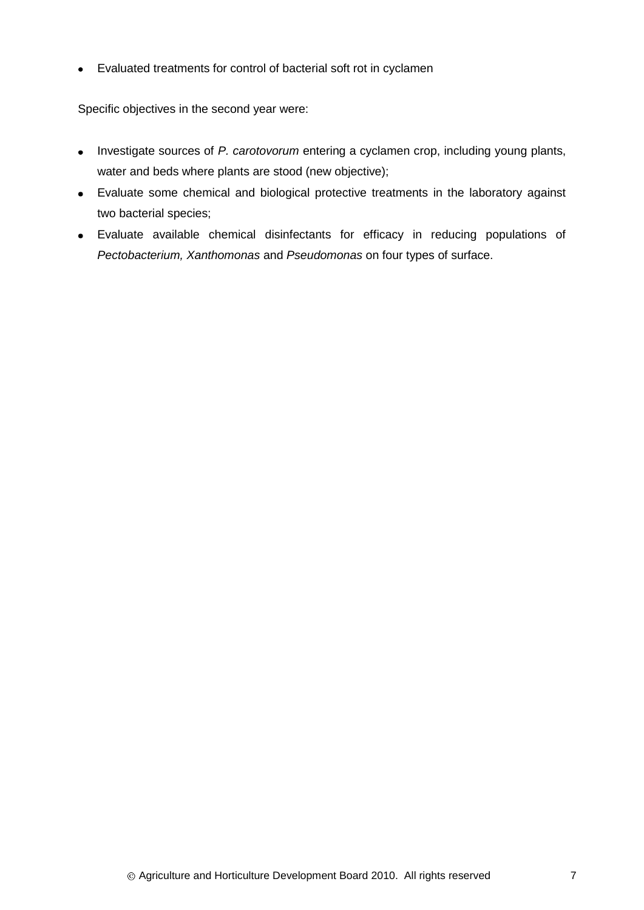- Evaluated treatments for control of bacterial soft rot in cyclamen

Specific objectives in the second year were:

- Investigate sources of *P. carotovorum* entering a cyclamen crop, including young plants, water and beds where plants are stood (new objective);
- Evaluate some chemical and biological protective treatments in the laboratory against two bacterial species;
- Evaluate available chemical disinfectants for efficacy in reducing populations of *Pectobacterium, Xanthomonas* and *Pseudomonas* on four types of surface.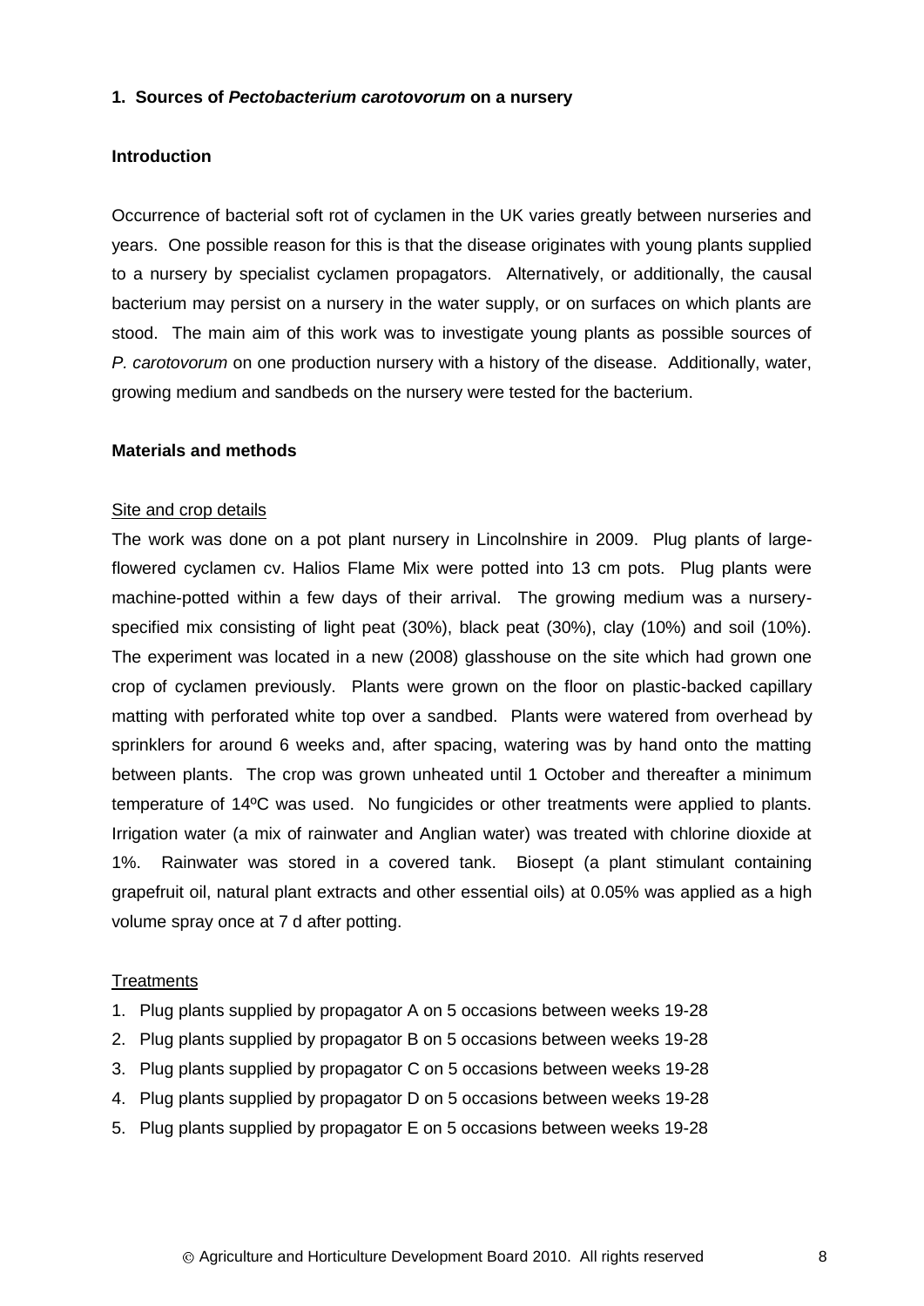## 1. Sources of *Pectobacterium carotovorum* on a nursery

### Introduction

Occurrence of bacterial soft rot of cyclamen in the UK varies greatly between nurseries and years. One possible reason for this is that the disease originates with young plants supplied to a nursery by specialist cyclamen propagators. Alternatively, or additionally, the causal bacterium may persist on a nursery in the water supply, or on surfaces on which plants are stood. The main aim of this work was to investigate young plants as possible sources of *P. carotovorum* on one production nursery with a history of the disease. Additionally, water, growing medium and sandbeds on the nursery were tested for the bacterium.

### Materials and methods

Site and crop details

The work was done on a pot plant nursery in Lincolnshire in 2009. Plug plants of large-flowered cyclamen cv. Halios Flame Mix were potted into 13 cm pots. Plug plants were machine-potted within a few days of their arrival. The growing medium was a nursery-specified mix consisting of light peat (30%), black peat (30%), clay (10%) and soil (10%). The experiment was located in a new (2008) glasshouse on the site which had grown one crop of cyclamen previously. Plants were grown on the floor on plastic-backed capillary matting with perforated white top over a sandbed. Plants were watered from overhead by sprinklers for around 6 weeks and, after spacing, watering was by hand onto the matting between plants. The crop was grown unheated until 1 October and thereafter a minimum temperature of 14ºC was used. No fungicides or other treatments were applied to plants. Irrigation water (a mix of rainwater and Anglian water) was treated with chlorine dioxide at 1%. Rainwater was stored in a covered tank. Biosept (a plant stimulant containing grapefruit oil, natural plant extracts and other essential oils) at 0.05% was applied as a high volume spray once at 7 d after potting.

Treatments

1. Plug plants supplied by propagator A on 5 occasions between weeks 19-28
2. Plug plants supplied by propagator B on 5 occasions between weeks 19-28
3. Plug plants supplied by propagator C on 5 occasions between weeks 19-28
4. Plug plants supplied by propagator D on 5 occasions between weeks 19-28
5. Plug plants supplied by propagator E on 5 occasions between weeks 19-28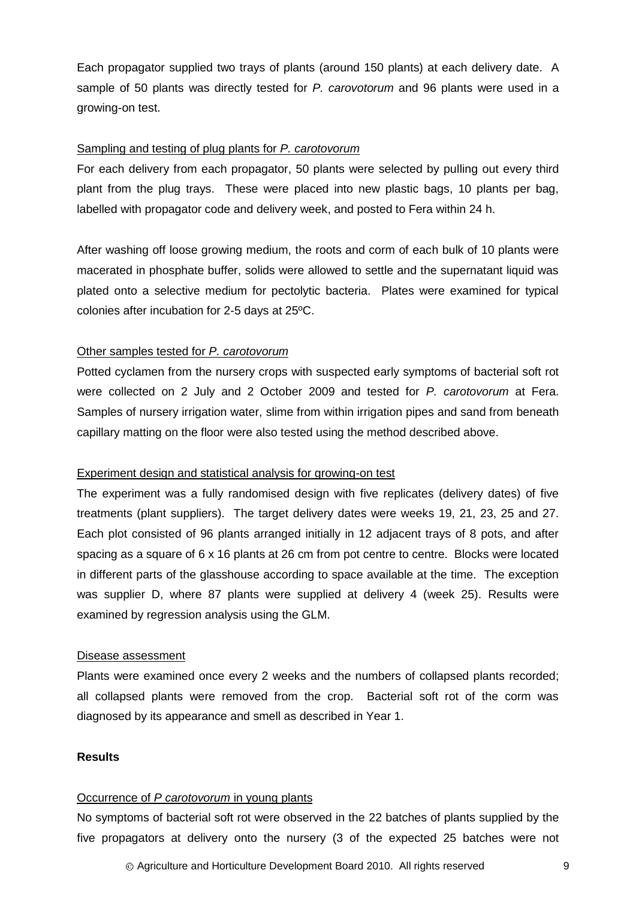Each propagator supplied two trays of plants (around 150 plants) at each delivery date. A sample of 50 plants was directly tested for *P. carovotorum* and 96 plants were used in a growing-on test.

Sampling and testing of plug plants for *P. carotovorum*

For each delivery from each propagator, 50 plants were selected by pulling out every third plant from the plug trays. These were placed into new plastic bags, 10 plants per bag, labelled with propagator code and delivery week, and posted to Fera within 24 h.

After washing off loose growing medium, the roots and corm of each bulk of 10 plants were macerated in phosphate buffer, solids were allowed to settle and the supernatant liquid was plated onto a selective medium for pectolytic bacteria. Plates were examined for typical colonies after incubation for 2-5 days at 25ºC.

Other samples tested for *P. carotovorum*

Potted cyclamen from the nursery crops with suspected early symptoms of bacterial soft rot were collected on 2 July and 2 October 2009 and tested for *P. carotovorum* at Fera. Samples of nursery irrigation water, slime from within irrigation pipes and sand from beneath capillary matting on the floor were also tested using the method described above.

Experiment design and statistical analysis for growing-on test

The experiment was a fully randomised design with five replicates (delivery dates) of five treatments (plant suppliers). The target delivery dates were weeks 19, 21, 23, 25 and 27. Each plot consisted of 96 plants arranged initially in 12 adjacent trays of 8 pots, and after spacing as a square of 6 x 16 plants at 26 cm from pot centre to centre. Blocks were located in different parts of the glasshouse according to space available at the time. The exception was supplier D, where 87 plants were supplied at delivery 4 (week 25). Results were examined by regression analysis using the GLM.

Disease assessment

Plants were examined once every 2 weeks and the numbers of collapsed plants recorded; all collapsed plants were removed from the crop. Bacterial soft rot of the corm was diagnosed by its appearance and smell as described in Year 1.

**Results**

Occurrence of *P carotovorum* in young plants

No symptoms of bacterial soft rot were observed in the 22 batches of plants supplied by the five propagators at delivery onto the nursery (3 of the expected 25 batches were not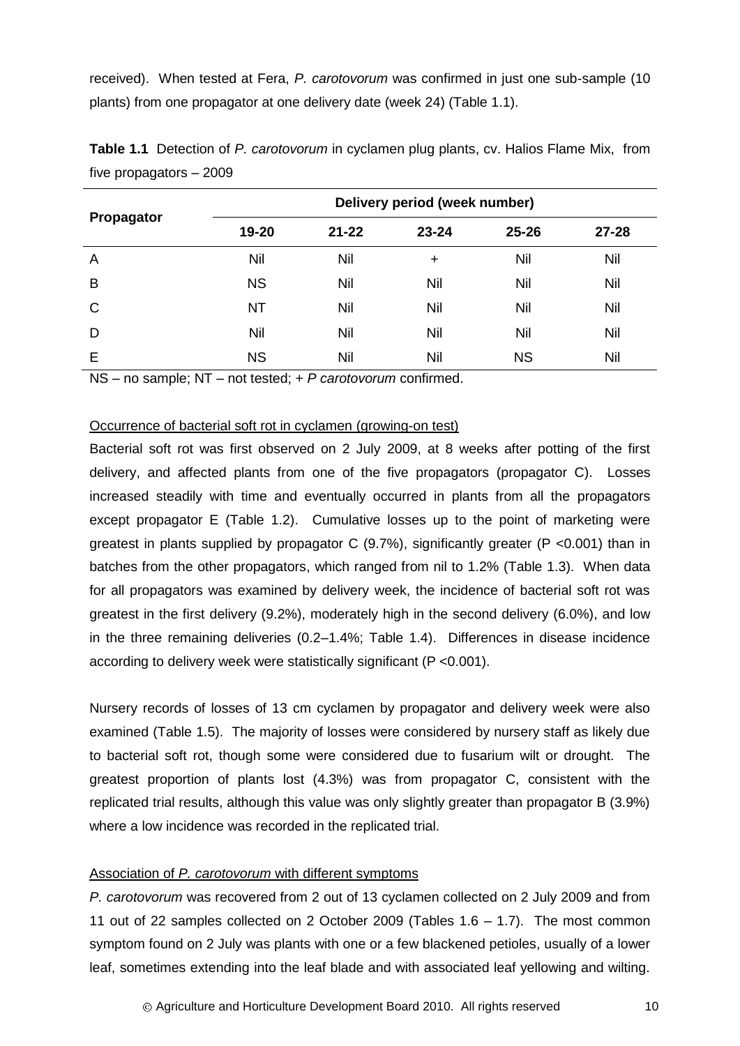received). When tested at Fera, *P. carotovorum* was confirmed in just one sub-sample (10 plants) from one propagator at one delivery date (week 24) (Table 1.1).

**Table 1.1** Detection of *P. carotovorum* in cyclamen plug plants, cv. Halios Flame Mix, from five propagators – 2009

| Propagator | Delivery period (week number) | | | | |
|---|---|---|---|---|---|
| | 19-20 | 21-22 | 23-24 | 25-26 | 27-28 |
| A | Nil | Nil | + | Nil | Nil |
| B | NS | Nil | Nil | Nil | Nil |
| C | NT | Nil | Nil | Nil | Nil |
| D | Nil | Nil | Nil | Nil | Nil |
| E | NS | Nil | Nil | NS | Nil |

NS – no sample; NT – not tested; + *P carotovorum* confirmed.

Occurrence of bacterial soft rot in cyclamen (growing-on test)

Bacterial soft rot was first observed on 2 July 2009, at 8 weeks after potting of the first delivery, and affected plants from one of the five propagators (propagator C). Losses increased steadily with time and eventually occurred in plants from all the propagators except propagator E (Table 1.2). Cumulative losses up to the point of marketing were greatest in plants supplied by propagator C (9.7%), significantly greater ($P < 0.001$) than in batches from the other propagators, which ranged from nil to 1.2% (Table 1.3). When data for all propagators was examined by delivery week, the incidence of bacterial soft rot was greatest in the first delivery (9.2%), moderately high in the second delivery (6.0%), and low in the three remaining deliveries (0.2–1.4%; Table 1.4). Differences in disease incidence according to delivery week were statistically significant ($P < 0.001$).

Nursery records of losses of 13 cm cyclamen by propagator and delivery week were also examined (Table 1.5). The majority of losses were considered by nursery staff as likely due to bacterial soft rot, though some were considered due to fusarium wilt or drought. The greatest proportion of plants lost (4.3%) was from propagator C, consistent with the replicated trial results, although this value was only slightly greater than propagator B (3.9%) where a low incidence was recorded in the replicated trial.

Association of *P. carotovorum* with different symptoms

*P. carotovorum* was recovered from 2 out of 13 cyclamen collected on 2 July 2009 and from 11 out of 22 samples collected on 2 October 2009 (Tables 1.6 – 1.7). The most common symptom found on 2 July was plants with one or a few blackened petioles, usually of a lower leaf, sometimes extending into the leaf blade and with associated leaf yellowing and wilting.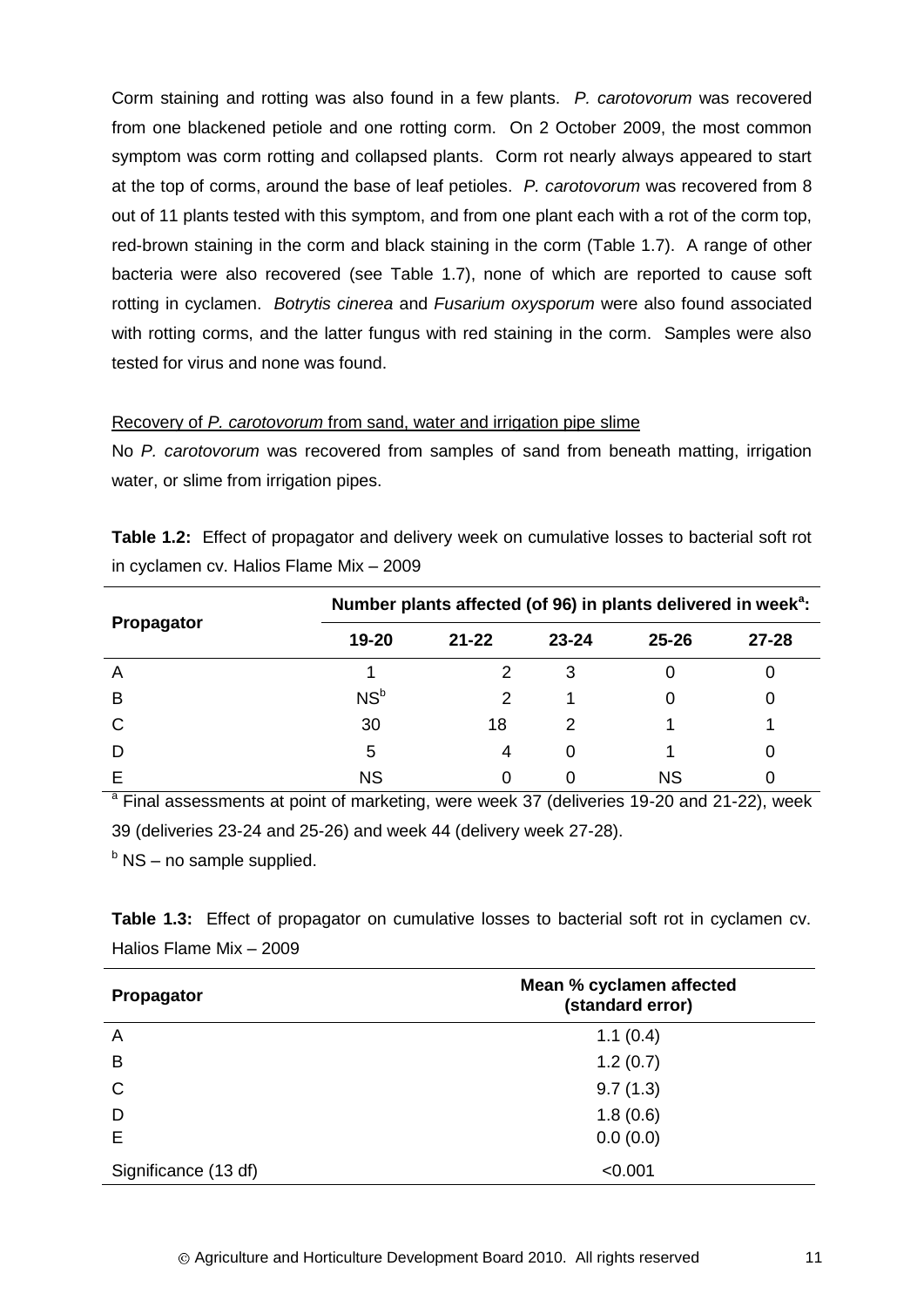Corm staining and rotting was also found in a few plants. *P. carotovorum* was recovered from one blackened petiole and one rotting corm. On 2 October 2009, the most common symptom was corm rotting and collapsed plants. Corm rot nearly always appeared to start at the top of corms, around the base of leaf petioles. *P. carotovorum* was recovered from 8 out of 11 plants tested with this symptom, and from one plant each with a rot of the corm top, red-brown staining in the corm and black staining in the corm (Table 1.7). A range of other bacteria were also recovered (see Table 1.7), none of which are reported to cause soft rotting in cyclamen. *Botrytis cinerea* and *Fusarium oxysporum* were also found associated with rotting corms, and the latter fungus with red staining in the corm. Samples were also tested for virus and none was found.

Recovery of *P. carotovorum* from sand, water and irrigation pipe slime

No *P. carotovorum* was recovered from samples of sand from beneath matting, irrigation water, or slime from irrigation pipes.

**Table 1.2:** Effect of propagator and delivery week on cumulative losses to bacterial soft rot in cyclamen cv. Halios Flame Mix – 2009

| Propagator | Number plants affected (of 96) in plants delivered in week[a]: | | | | |
|---|---|---|---|---|---|
| | 19-20 | 21-22 | 23-24 | 25-26 | 27-28 |
| A | 1 | 2 | 3 | 0 | 0 |
| B | NS[b] | 2 | 1 | 0 | 0 |
| C | 30 | 18 | 2 | 1 | 1 |
| D | 5 | 4 | 0 | 1 | 0 |
| E | NS | 0 | 0 | NS | 0 |

[a] Final assessments at point of marketing, were week 37 (deliveries 19-20 and 21-22), week 39 (deliveries 23-24 and 25-26) and week 44 (delivery week 27-28).

[b] NS – no sample supplied.

**Table 1.3:** Effect of propagator on cumulative losses to bacterial soft rot in cyclamen cv. Halios Flame Mix – 2009

| Propagator | Mean % cyclamen affected (standard error) |
|---|---|
| A | 1.1 (0.4) |
| B | 1.2 (0.7) |
| C | 9.7 (1.3) |
| D | 1.8 (0.6) |
| E | 0.0 (0.0) |
| Significance (13 df) | <0.001 |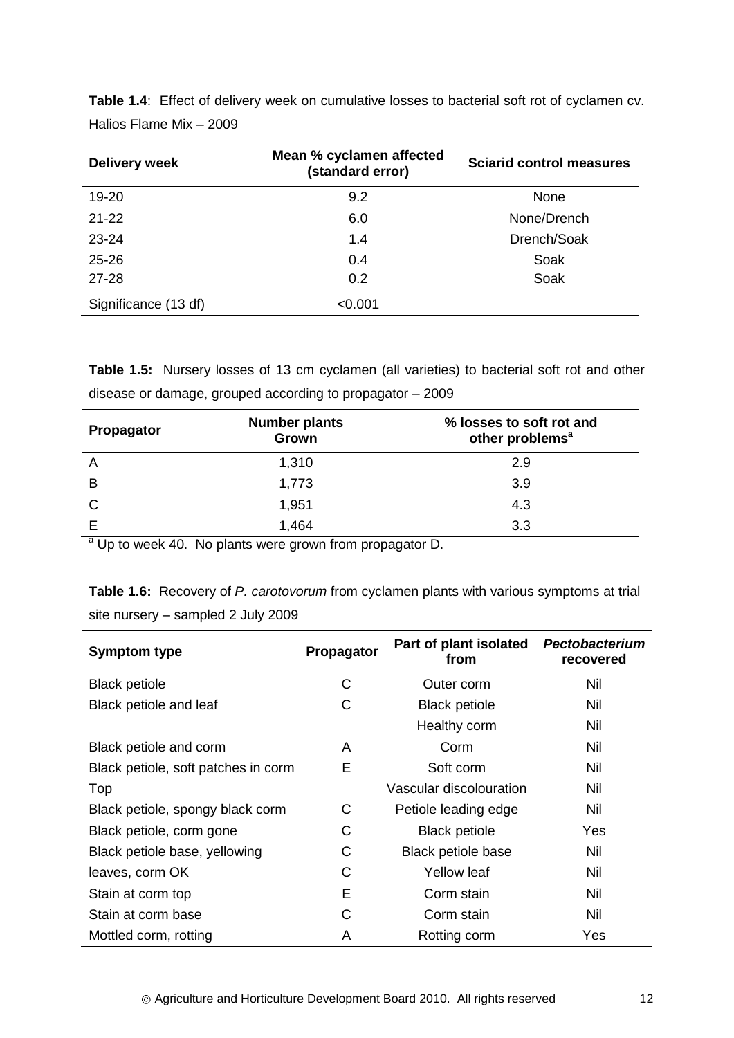**Table 1.4**: Effect of delivery week on cumulative losses to bacterial soft rot of cyclamen cv. Halios Flame Mix – 2009

| Delivery week | Mean % cyclamen affected (standard error) | Sciarid control measures |
|---|---|---|
| 19-20 | 9.2 | None |
| 21-22 | 6.0 | None/Drench |
| 23-24 | 1.4 | Drench/Soak |
| 25-26 | 0.4 | Soak |
| 27-28 | 0.2 | Soak |
| Significance (13 df) | <0.001 | |

**Table 1.5:** Nursery losses of 13 cm cyclamen (all varieties) to bacterial soft rot and other disease or damage, grouped according to propagator – 2009

| Propagator | Number plants Grown | % losses to soft rot and other problems[a] |
|---|---|---|
| A | 1,310 | 2.9 |
| B | 1,773 | 3.9 |
| C | 1,951 | 4.3 |
| E | 1,464 | 3.3 |

[a] Up to week 40. No plants were grown from propagator D.

**Table 1.6:** Recovery of *P. carotovorum* from cyclamen plants with various symptoms at trial site nursery – sampled 2 July 2009

| Symptom type | Propagator | Part of plant isolated from | *Pectobacterium* recovered |
|---|---|---|---|
| Black petiole | C | Outer corm | Nil |
| Black petiole and leaf | C | Black petiole | Nil |
| | | Healthy corm | Nil |
| Black petiole and corm | A | Corm | Nil |
| Black petiole, soft patches in corm | E | Soft corm | Nil |
| Top | | Vascular discolouration | Nil |
| Black petiole, spongy black corm | C | Petiole leading edge | Nil |
| Black petiole, corm gone | C | Black petiole | Yes |
| Black petiole base, yellowing | C | Black petiole base | Nil |
| leaves, corm OK | C | Yellow leaf | Nil |
| Stain at corm top | E | Corm stain | Nil |
| Stain at corm base | C | Corm stain | Nil |
| Mottled corm, rotting | A | Rotting corm | Yes |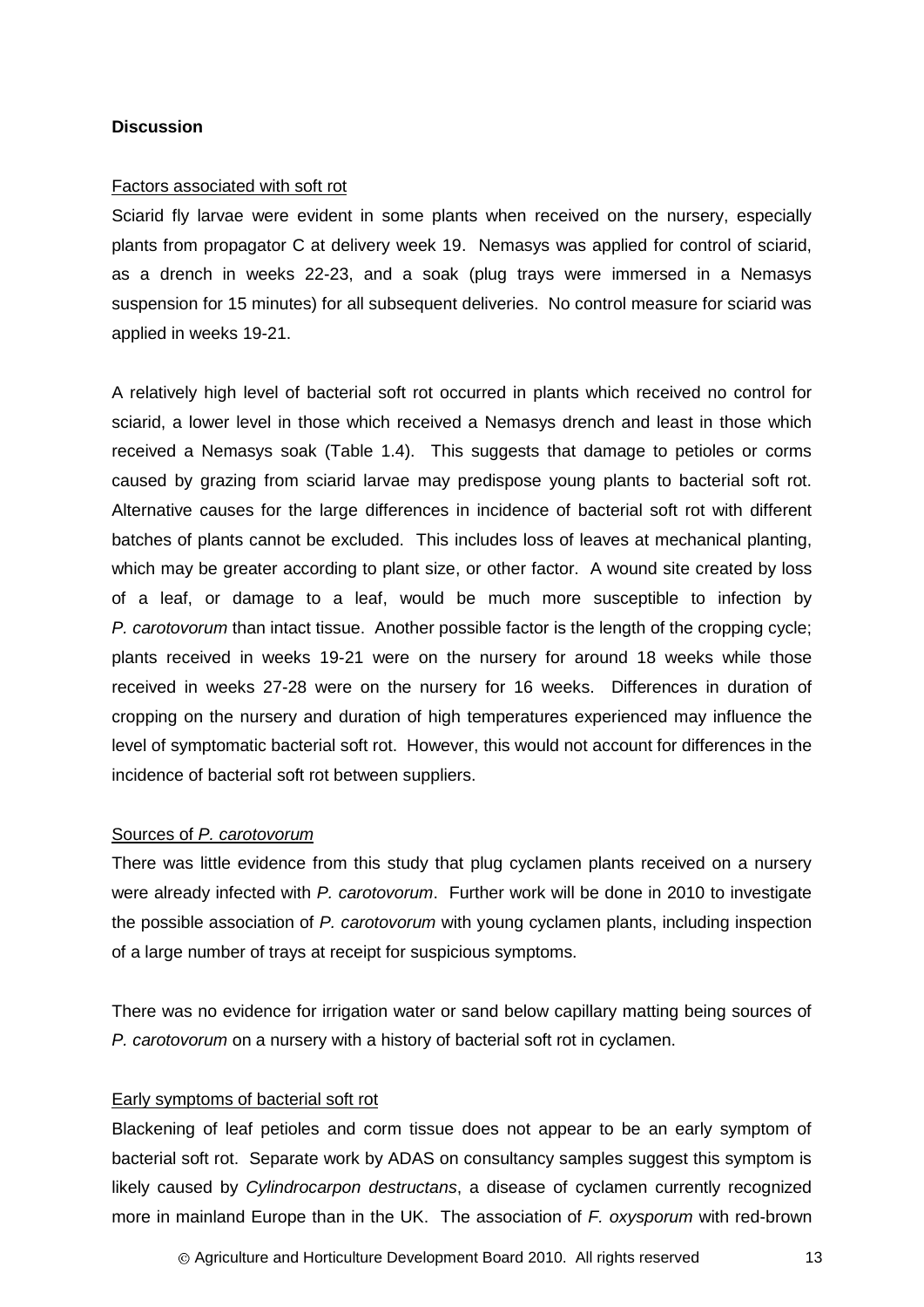**Discussion**

Factors associated with soft rot

Sciarid fly larvae were evident in some plants when received on the nursery, especially plants from propagator C at delivery week 19. Nemasys was applied for control of sciarid, as a drench in weeks 22-23, and a soak (plug trays were immersed in a Nemasys suspension for 15 minutes) for all subsequent deliveries. No control measure for sciarid was applied in weeks 19-21.

A relatively high level of bacterial soft rot occurred in plants which received no control for sciarid, a lower level in those which received a Nemasys drench and least in those which received a Nemasys soak (Table 1.4). This suggests that damage to petioles or corms caused by grazing from sciarid larvae may predispose young plants to bacterial soft rot. Alternative causes for the large differences in incidence of bacterial soft rot with different batches of plants cannot be excluded. This includes loss of leaves at mechanical planting, which may be greater according to plant size, or other factor. A wound site created by loss of a leaf, or damage to a leaf, would be much more susceptible to infection by *P. carotovorum* than intact tissue. Another possible factor is the length of the cropping cycle; plants received in weeks 19-21 were on the nursery for around 18 weeks while those received in weeks 27-28 were on the nursery for 16 weeks. Differences in duration of cropping on the nursery and duration of high temperatures experienced may influence the level of symptomatic bacterial soft rot. However, this would not account for differences in the incidence of bacterial soft rot between suppliers.

Sources of *P. carotovorum*

There was little evidence from this study that plug cyclamen plants received on a nursery were already infected with *P. carotovorum*. Further work will be done in 2010 to investigate the possible association of *P. carotovorum* with young cyclamen plants, including inspection of a large number of trays at receipt for suspicious symptoms.

There was no evidence for irrigation water or sand below capillary matting being sources of *P. carotovorum* on a nursery with a history of bacterial soft rot in cyclamen.

Early symptoms of bacterial soft rot

Blackening of leaf petioles and corm tissue does not appear to be an early symptom of bacterial soft rot. Separate work by ADAS on consultancy samples suggest this symptom is likely caused by *Cylindrocarpon destructans*, a disease of cyclamen currently recognized more in mainland Europe than in the UK. The association of *F. oxysporum* with red-brown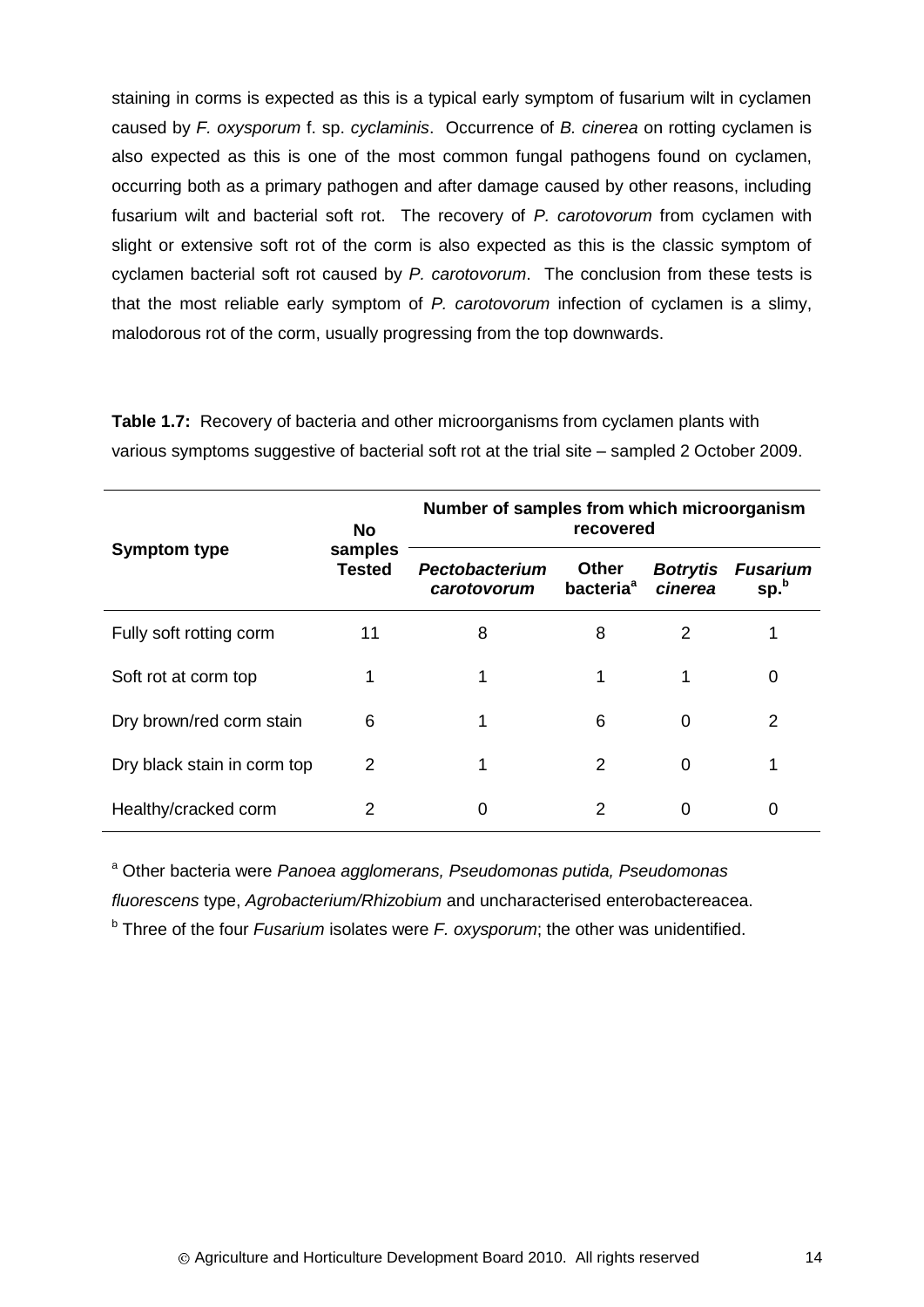staining in corms is expected as this is a typical early symptom of fusarium wilt in cyclamen caused by *F. oxysporum* f. sp. *cyclaminis*. Occurrence of *B. cinerea* on rotting cyclamen is also expected as this is one of the most common fungal pathogens found on cyclamen, occurring both as a primary pathogen and after damage caused by other reasons, including fusarium wilt and bacterial soft rot. The recovery of *P. carotovorum* from cyclamen with slight or extensive soft rot of the corm is also expected as this is the classic symptom of cyclamen bacterial soft rot caused by *P. carotovorum*. The conclusion from these tests is that the most reliable early symptom of *P. carotovorum* infection of cyclamen is a slimy, malodorous rot of the corm, usually progressing from the top downwards.

**Table 1.7:** Recovery of bacteria and other microorganisms from cyclamen plants with various symptoms suggestive of bacterial soft rot at the trial site – sampled 2 October 2009.

| Symptom type | No samples Tested | Number of samples from which microorganism recovered | | | |
|---|---|---|---|---|---|
| | | ***Pectobacterium carotovorum*** | **Other bacteria**[a] | ***Botrytis cinerea*** | ***Fusarium* sp.**[b] |
| Fully soft rotting corm | 11 | 8 | 8 | 2 | 1 |
| Soft rot at corm top | 1 | 1 | 1 | 1 | 0 |
| Dry brown/red corm stain | 6 | 1 | 6 | 0 | 2 |
| Dry black stain in corm top | 2 | 1 | 2 | 0 | 1 |
| Healthy/cracked corm | 2 | 0 | 2 | 0 | 0 |

[a] Other bacteria were *Panoea agglomerans, Pseudomonas putida, Pseudomonas fluorescens* type, *Agrobacterium/Rhizobium* and uncharacterised enterobactereacea.
[b] Three of the four *Fusarium* isolates were *F. oxysporum*; the other was unidentified.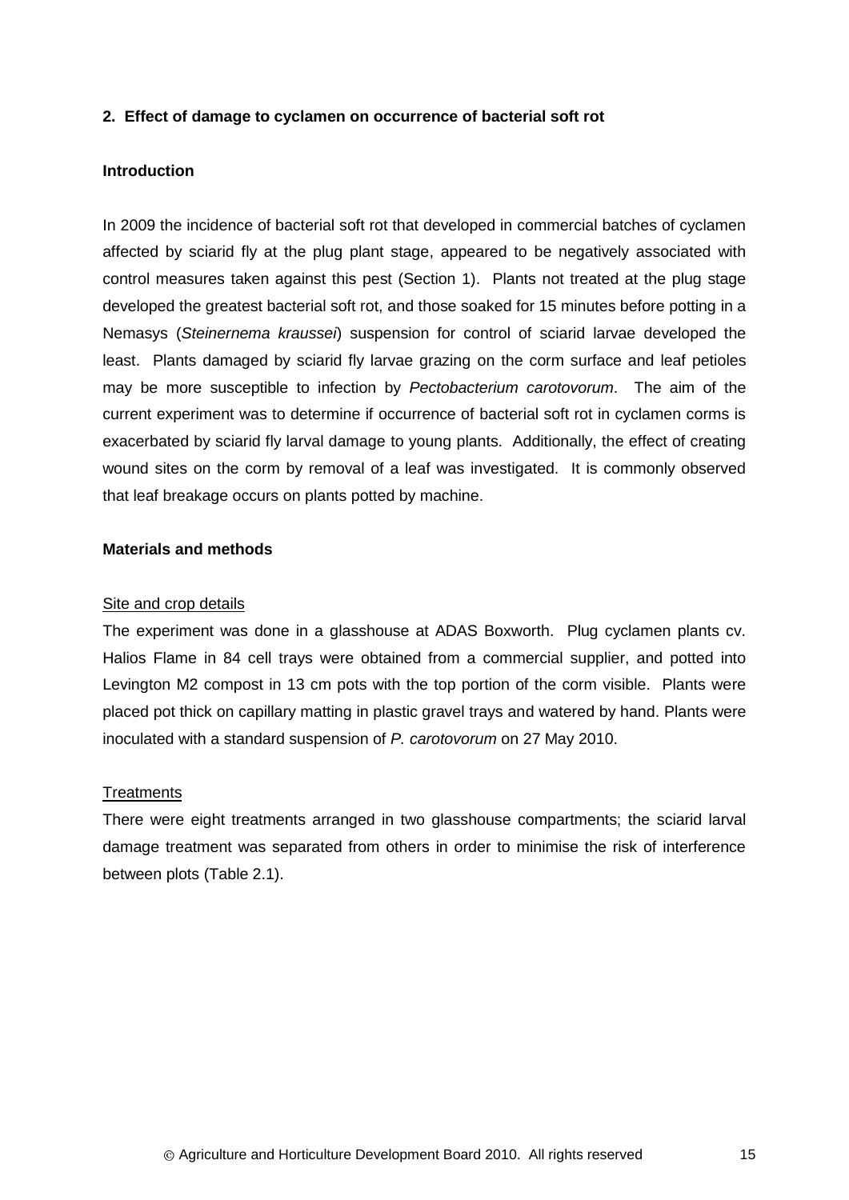## 2. Effect of damage to cyclamen on occurrence of bacterial soft rot

### Introduction

In 2009 the incidence of bacterial soft rot that developed in commercial batches of cyclamen affected by sciarid fly at the plug plant stage, appeared to be negatively associated with control measures taken against this pest (Section 1). Plants not treated at the plug stage developed the greatest bacterial soft rot, and those soaked for 15 minutes before potting in a Nemasys (*Steinernema kraussei*) suspension for control of sciarid larvae developed the least. Plants damaged by sciarid fly larvae grazing on the corm surface and leaf petioles may be more susceptible to infection by *Pectobacterium carotovorum*. The aim of the current experiment was to determine if occurrence of bacterial soft rot in cyclamen corms is exacerbated by sciarid fly larval damage to young plants. Additionally, the effect of creating wound sites on the corm by removal of a leaf was investigated. It is commonly observed that leaf breakage occurs on plants potted by machine.

### Materials and methods

Site and crop details

The experiment was done in a glasshouse at ADAS Boxworth. Plug cyclamen plants cv. Halios Flame in 84 cell trays were obtained from a commercial supplier, and potted into Levington M2 compost in 13 cm pots with the top portion of the corm visible. Plants were placed pot thick on capillary matting in plastic gravel trays and watered by hand. Plants were inoculated with a standard suspension of *P. carotovorum* on 27 May 2010.

Treatments

There were eight treatments arranged in two glasshouse compartments; the sciarid larval damage treatment was separated from others in order to minimise the risk of interference between plots (Table 2.1).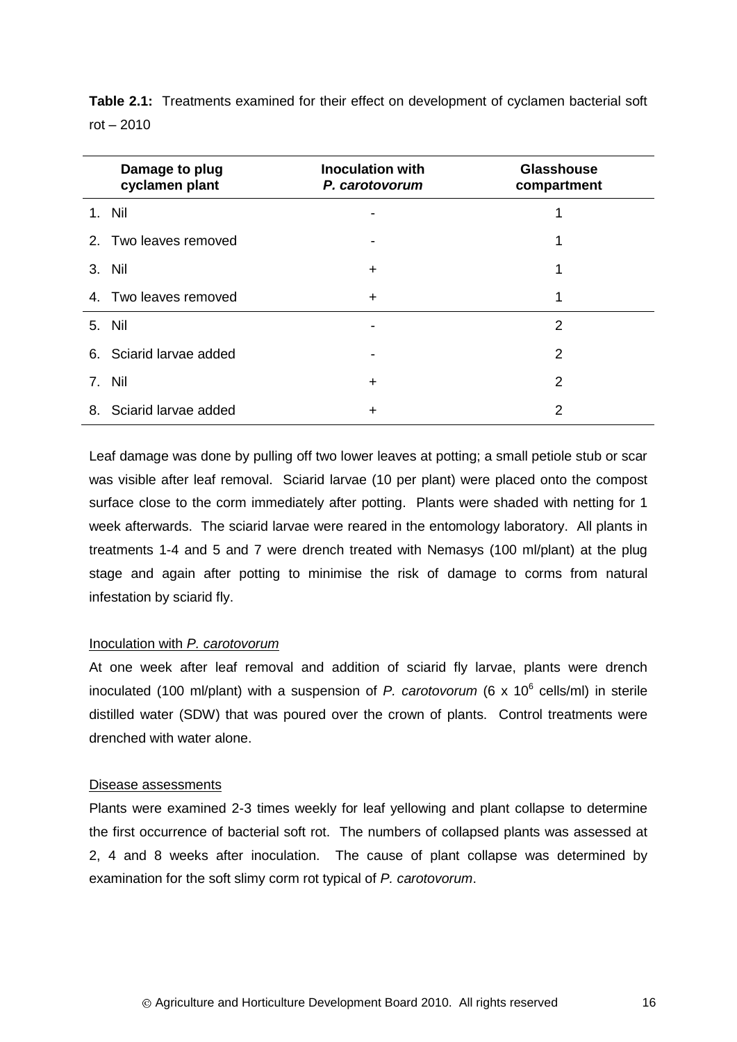**Table 2.1:** Treatments examined for their effect on development of cyclamen bacterial soft rot – 2010

| Damage to plug cyclamen plant | Inoculation with *P. carotovorum* | Glasshouse compartment |
|---|---|---|
| 1. Nil | - | 1 |
| 2. Two leaves removed | - | 1 |
| 3. Nil | + | 1 |
| 4. Two leaves removed | + | 1 |
| 5. Nil | - | 2 |
| 6. Sciarid larvae added | - | 2 |
| 7. Nil | + | 2 |
| 8. Sciarid larvae added | + | 2 |

Leaf damage was done by pulling off two lower leaves at potting; a small petiole stub or scar was visible after leaf removal. Sciarid larvae (10 per plant) were placed onto the compost surface close to the corm immediately after potting. Plants were shaded with netting for 1 week afterwards. The sciarid larvae were reared in the entomology laboratory. All plants in treatments 1-4 and 5 and 7 were drench treated with Nemasys (100 ml/plant) at the plug stage and again after potting to minimise the risk of damage to corms from natural infestation by sciarid fly.

Inoculation with *P. carotovorum*

At one week after leaf removal and addition of sciarid fly larvae, plants were drench inoculated (100 ml/plant) with a suspension of *P. carotovorum* ($6 \times 10^6$ cells/ml) in sterile distilled water (SDW) that was poured over the crown of plants. Control treatments were drenched with water alone.

Disease assessments

Plants were examined 2-3 times weekly for leaf yellowing and plant collapse to determine the first occurrence of bacterial soft rot. The numbers of collapsed plants was assessed at 2, 4 and 8 weeks after inoculation. The cause of plant collapse was determined by examination for the soft slimy corm rot typical of *P. carotovorum*.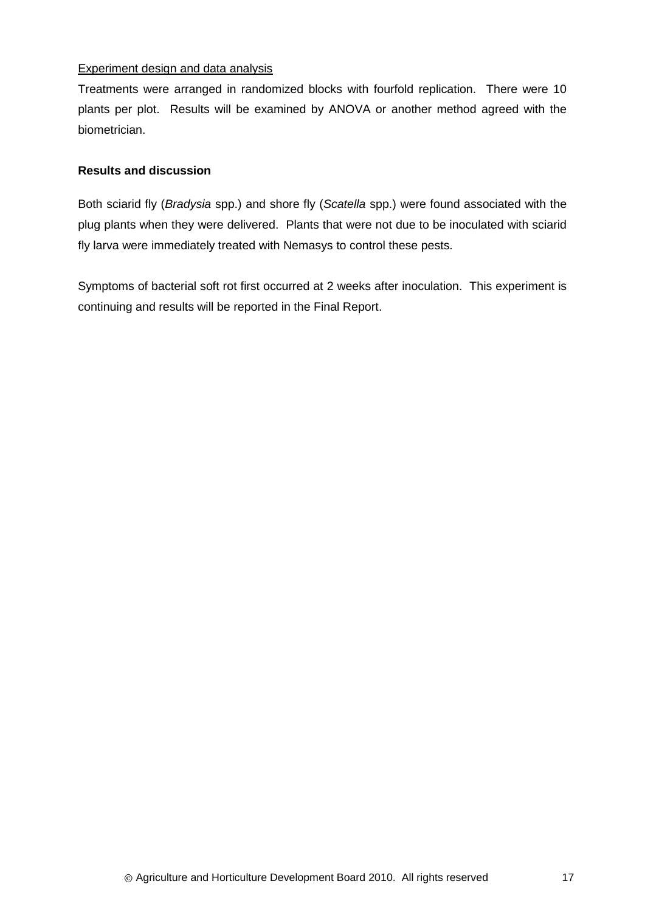Experiment design and data analysis

Treatments were arranged in randomized blocks with fourfold replication. There were 10 plants per plot. Results will be examined by ANOVA or another method agreed with the biometrician.

**Results and discussion**

Both sciarid fly (*Bradysia* spp.) and shore fly (*Scatella* spp.) were found associated with the plug plants when they were delivered. Plants that were not due to be inoculated with sciarid fly larva were immediately treated with Nemasys to control these pests.

Symptoms of bacterial soft rot first occurred at 2 weeks after inoculation. This experiment is continuing and results will be reported in the Final Report.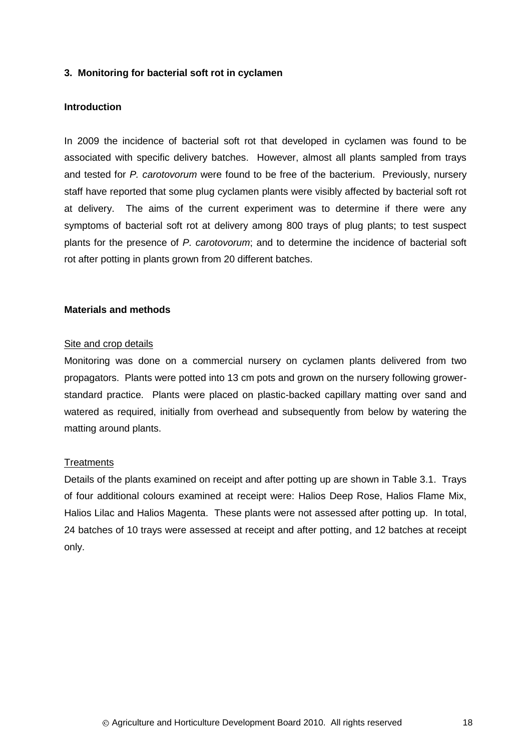## 3. Monitoring for bacterial soft rot in cyclamen

### Introduction

In 2009 the incidence of bacterial soft rot that developed in cyclamen was found to be associated with specific delivery batches. However, almost all plants sampled from trays and tested for *P. carotovorum* were found to be free of the bacterium. Previously, nursery staff have reported that some plug cyclamen plants were visibly affected by bacterial soft rot at delivery. The aims of the current experiment was to determine if there were any symptoms of bacterial soft rot at delivery among 800 trays of plug plants; to test suspect plants for the presence of *P. carotovorum*; and to determine the incidence of bacterial soft rot after potting in plants grown from 20 different batches.

### Materials and methods

Site and crop details

Monitoring was done on a commercial nursery on cyclamen plants delivered from two propagators. Plants were potted into 13 cm pots and grown on the nursery following grower-standard practice. Plants were placed on plastic-backed capillary matting over sand and watered as required, initially from overhead and subsequently from below by watering the matting around plants.

Treatments

Details of the plants examined on receipt and after potting up are shown in Table 3.1. Trays of four additional colours examined at receipt were: Halios Deep Rose, Halios Flame Mix, Halios Lilac and Halios Magenta. These plants were not assessed after potting up. In total, 24 batches of 10 trays were assessed at receipt and after potting, and 12 batches at receipt only.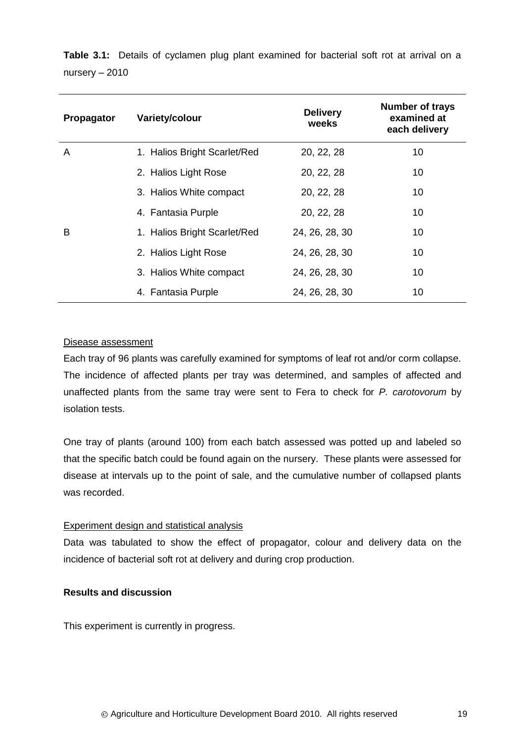**Table 3.1:** Details of cyclamen plug plant examined for bacterial soft rot at arrival on a nursery – 2010

| Propagator | Variety/colour | Delivery weeks | Number of trays examined at each delivery |
|---|---|---|---|
| A | 1. Halios Bright Scarlet/Red | 20, 22, 28 | 10 |
| | 2. Halios Light Rose | 20, 22, 28 | 10 |
| | 3. Halios White compact | 20, 22, 28 | 10 |
| | 4. Fantasia Purple | 20, 22, 28 | 10 |
| B | 1. Halios Bright Scarlet/Red | 24, 26, 28, 30 | 10 |
| | 2. Halios Light Rose | 24, 26, 28, 30 | 10 |
| | 3. Halios White compact | 24, 26, 28, 30 | 10 |
| | 4. Fantasia Purple | 24, 26, 28, 30 | 10 |

Disease assessment

Each tray of 96 plants was carefully examined for symptoms of leaf rot and/or corm collapse. The incidence of affected plants per tray was determined, and samples of affected and unaffected plants from the same tray were sent to Fera to check for *P. carotovorum* by isolation tests.

One tray of plants (around 100) from each batch assessed was potted up and labeled so that the specific batch could be found again on the nursery. These plants were assessed for disease at intervals up to the point of sale, and the cumulative number of collapsed plants was recorded.

Experiment design and statistical analysis

Data was tabulated to show the effect of propagator, colour and delivery data on the incidence of bacterial soft rot at delivery and during crop production.

**Results and discussion**

This experiment is currently in progress.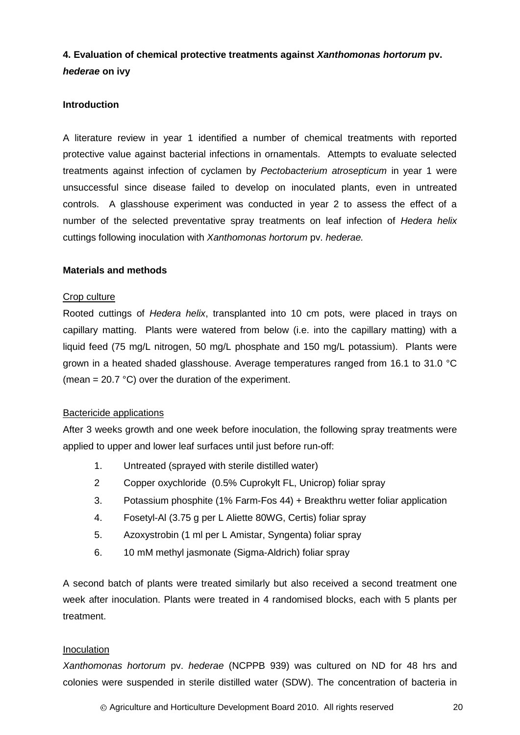## 4. Evaluation of chemical protective treatments against *Xanthomonas hortorum* pv. *hederae* on ivy

### Introduction

A literature review in year 1 identified a number of chemical treatments with reported protective value against bacterial infections in ornamentals. Attempts to evaluate selected treatments against infection of cyclamen by *Pectobacterium atrosepticum* in year 1 were unsuccessful since disease failed to develop on inoculated plants, even in untreated controls. A glasshouse experiment was conducted in year 2 to assess the effect of a number of the selected preventative spray treatments on leaf infection of *Hedera helix* cuttings following inoculation with *Xanthomonas hortorum* pv. *hederae.*

### Materials and methods

Crop culture

Rooted cuttings of *Hedera helix*, transplanted into 10 cm pots, were placed in trays on capillary matting. Plants were watered from below (i.e. into the capillary matting) with a liquid feed (75 mg/L nitrogen, 50 mg/L phosphate and 150 mg/L potassium). Plants were grown in a heated shaded glasshouse. Average temperatures ranged from 16.1 to 31.0 °C (mean = 20.7 °C) over the duration of the experiment.

Bactericide applications

After 3 weeks growth and one week before inoculation, the following spray treatments were applied to upper and lower leaf surfaces until just before run-off:

1. Untreated (sprayed with sterile distilled water)
2. Copper oxychloride (0.5% Cuprokylt FL, Unicrop) foliar spray
3. Potassium phosphite (1% Farm-Fos 44) + Breakthru wetter foliar application
4. Fosetyl-Al (3.75 g per L Aliette 80WG, Certis) foliar spray
5. Azoxystrobin (1 ml per L Amistar, Syngenta) foliar spray
6. 10 mM methyl jasmonate (Sigma-Aldrich) foliar spray

A second batch of plants were treated similarly but also received a second treatment one week after inoculation. Plants were treated in 4 randomised blocks, each with 5 plants per treatment.

Inoculation

*Xanthomonas hortorum* pv. *hederae* (NCPPB 939) was cultured on ND for 48 hrs and colonies were suspended in sterile distilled water (SDW). The concentration of bacteria in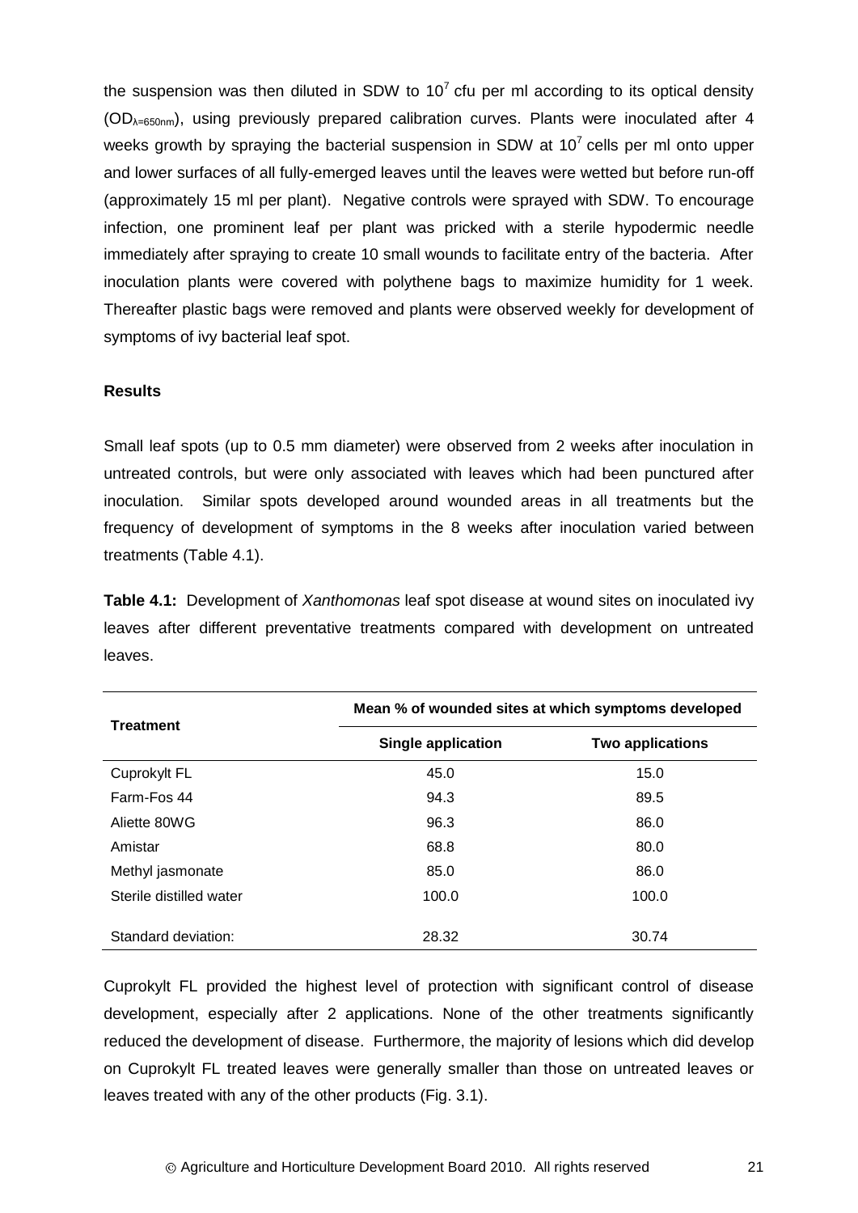the suspension was then diluted in SDW to $10^7$ cfu per ml according to its optical density ($OD_{\lambda=650nm}$), using previously prepared calibration curves. Plants were inoculated after 4 weeks growth by spraying the bacterial suspension in SDW at $10^7$ cells per ml onto upper and lower surfaces of all fully-emerged leaves until the leaves were wetted but before run-off (approximately 15 ml per plant). Negative controls were sprayed with SDW. To encourage infection, one prominent leaf per plant was pricked with a sterile hypodermic needle immediately after spraying to create 10 small wounds to facilitate entry of the bacteria. After inoculation plants were covered with polythene bags to maximize humidity for 1 week. Thereafter plastic bags were removed and plants were observed weekly for development of symptoms of ivy bacterial leaf spot.

**Results**

Small leaf spots (up to 0.5 mm diameter) were observed from 2 weeks after inoculation in untreated controls, but were only associated with leaves which had been punctured after inoculation. Similar spots developed around wounded areas in all treatments but the frequency of development of symptoms in the 8 weeks after inoculation varied between treatments (Table 4.1).

**Table 4.1:** Development of *Xanthomonas* leaf spot disease at wound sites on inoculated ivy leaves after different preventative treatments compared with development on untreated leaves.

| Treatment | Mean % of wounded sites at which symptoms developed | |
|---|---|---|
| | **Single application** | **Two applications** |
| Cuprokylt FL | 45.0 | 15.0 |
| Farm-Fos 44 | 94.3 | 89.5 |
| Aliette 80WG | 96.3 | 86.0 |
| Amistar | 68.8 | 80.0 |
| Methyl jasmonate | 85.0 | 86.0 |
| Sterile distilled water | 100.0 | 100.0 |
| Standard deviation: | 28.32 | 30.74 |

Cuprokylt FL provided the highest level of protection with significant control of disease development, especially after 2 applications. None of the other treatments significantly reduced the development of disease. Furthermore, the majority of lesions which did develop on Cuprokylt FL treated leaves were generally smaller than those on untreated leaves or leaves treated with any of the other products (Fig. 3.1).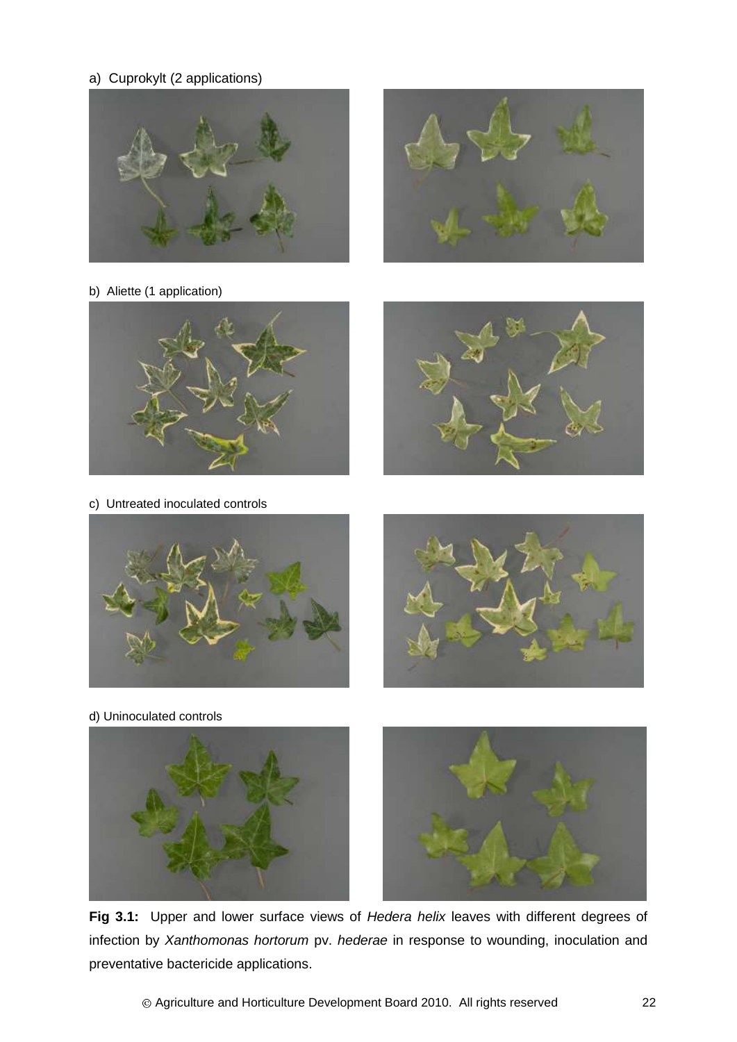a) Cuprokylt (2 applications)

b) Aliette (1 application)

c) Untreated inoculated controls

d) Uninoculated controls

**Fig 3.1:** Upper and lower surface views of *Hedera helix* leaves with different degrees of infection by *Xanthomonas hortorum* pv. *hederae* in response to wounding, inoculation and preventative bactericide applications.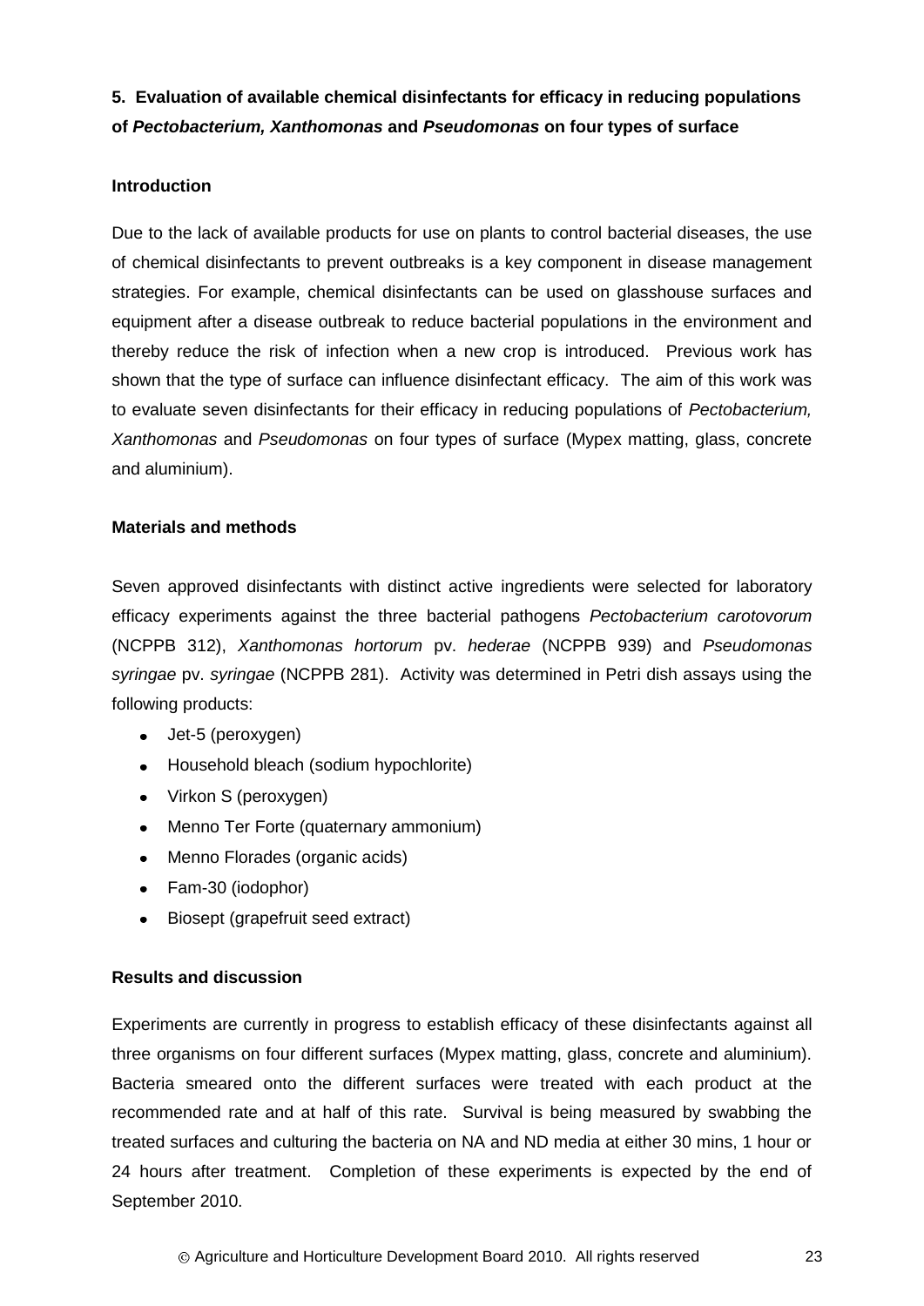## 5. Evaluation of available chemical disinfectants for efficacy in reducing populations of *Pectobacterium, Xanthomonas* and *Pseudomonas* on four types of surface

### Introduction

Due to the lack of available products for use on plants to control bacterial diseases, the use of chemical disinfectants to prevent outbreaks is a key component in disease management strategies. For example, chemical disinfectants can be used on glasshouse surfaces and equipment after a disease outbreak to reduce bacterial populations in the environment and thereby reduce the risk of infection when a new crop is introduced. Previous work has shown that the type of surface can influence disinfectant efficacy. The aim of this work was to evaluate seven disinfectants for their efficacy in reducing populations of *Pectobacterium, Xanthomonas* and *Pseudomonas* on four types of surface (Mypex matting, glass, concrete and aluminium).

### Materials and methods

Seven approved disinfectants with distinct active ingredients were selected for laboratory efficacy experiments against the three bacterial pathogens *Pectobacterium carotovorum* (NCPPB 312), *Xanthomonas hortorum* pv. *hederae* (NCPPB 939) and *Pseudomonas syringae* pv. *syringae* (NCPPB 281). Activity was determined in Petri dish assays using the following products:

- Jet-5 (peroxygen)
- Household bleach (sodium hypochlorite)
- Virkon S (peroxygen)
- Menno Ter Forte (quaternary ammonium)
- Menno Florades (organic acids)
- Fam-30 (iodophor)
- Biosept (grapefruit seed extract)

### Results and discussion

Experiments are currently in progress to establish efficacy of these disinfectants against all three organisms on four different surfaces (Mypex matting, glass, concrete and aluminium). Bacteria smeared onto the different surfaces were treated with each product at the recommended rate and at half of this rate. Survival is being measured by swabbing the treated surfaces and culturing the bacteria on NA and ND media at either 30 mins, 1 hour or 24 hours after treatment. Completion of these experiments is expected by the end of September 2010.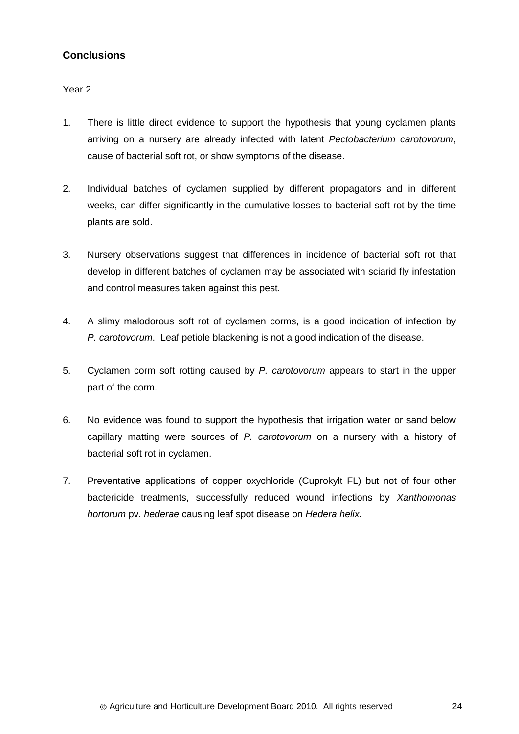## Conclusions

Year 2

1. There is little direct evidence to support the hypothesis that young cyclamen plants arriving on a nursery are already infected with latent *Pectobacterium carotovorum*, cause of bacterial soft rot, or show symptoms of the disease.

2. Individual batches of cyclamen supplied by different propagators and in different weeks, can differ significantly in the cumulative losses to bacterial soft rot by the time plants are sold.

3. Nursery observations suggest that differences in incidence of bacterial soft rot that develop in different batches of cyclamen may be associated with sciarid fly infestation and control measures taken against this pest.

4. A slimy malodorous soft rot of cyclamen corms, is a good indication of infection by *P. carotovorum*. Leaf petiole blackening is not a good indication of the disease.

5. Cyclamen corm soft rotting caused by *P. carotovorum* appears to start in the upper part of the corm.

6. No evidence was found to support the hypothesis that irrigation water or sand below capillary matting were sources of *P. carotovorum* on a nursery with a history of bacterial soft rot in cyclamen.

7. Preventative applications of copper oxychloride (Cuprokylt FL) but not of four other bactericide treatments, successfully reduced wound infections by *Xanthomonas hortorum* pv. *hederae* causing leaf spot disease on *Hedera helix.*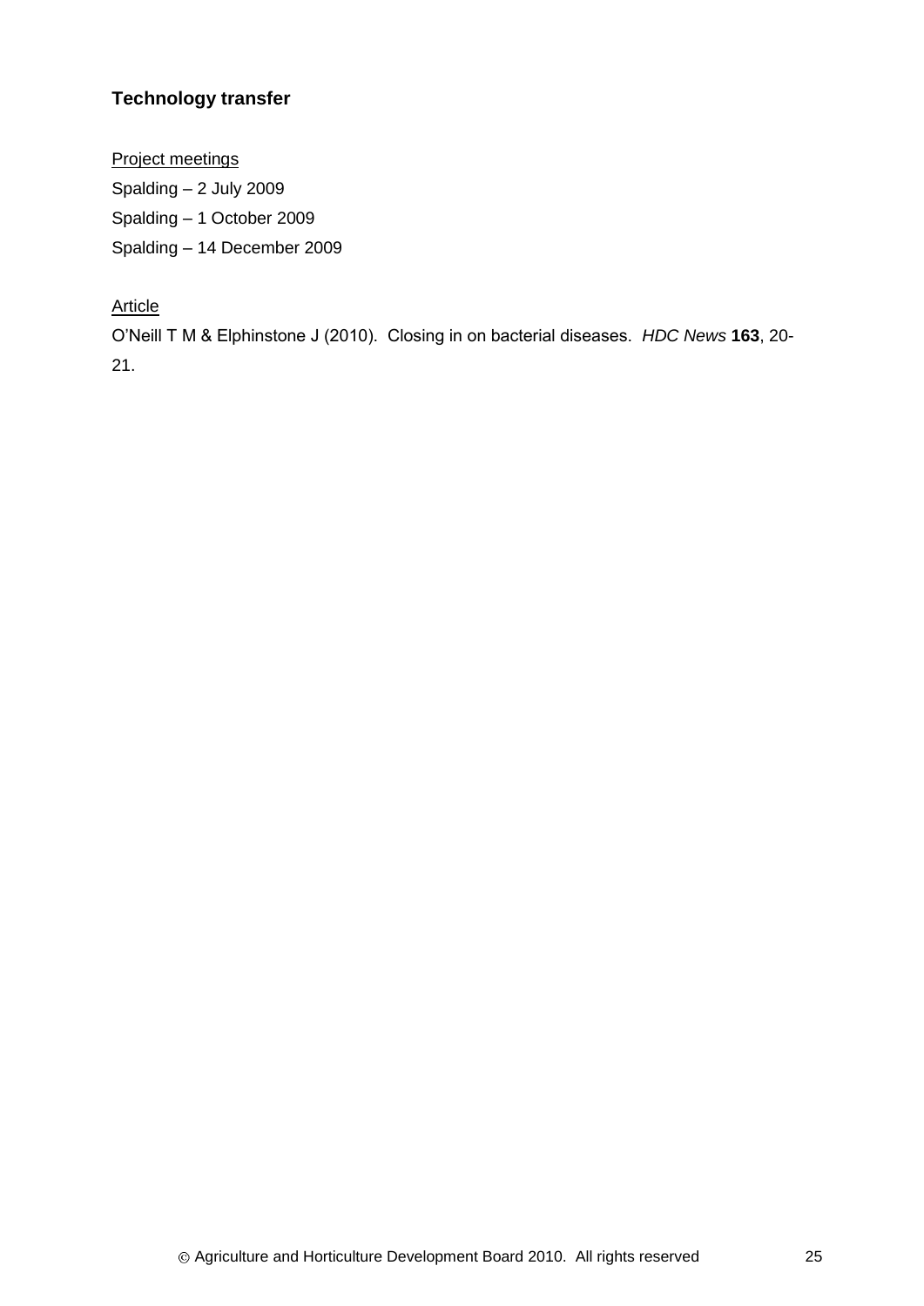## Technology transfer

Project meetings

Spalding – 2 July 2009

Spalding – 1 October 2009

Spalding – 14 December 2009

Article

O'Neill T M & Elphinstone J (2010). Closing in on bacterial diseases. *HDC News* **163**, 20-21.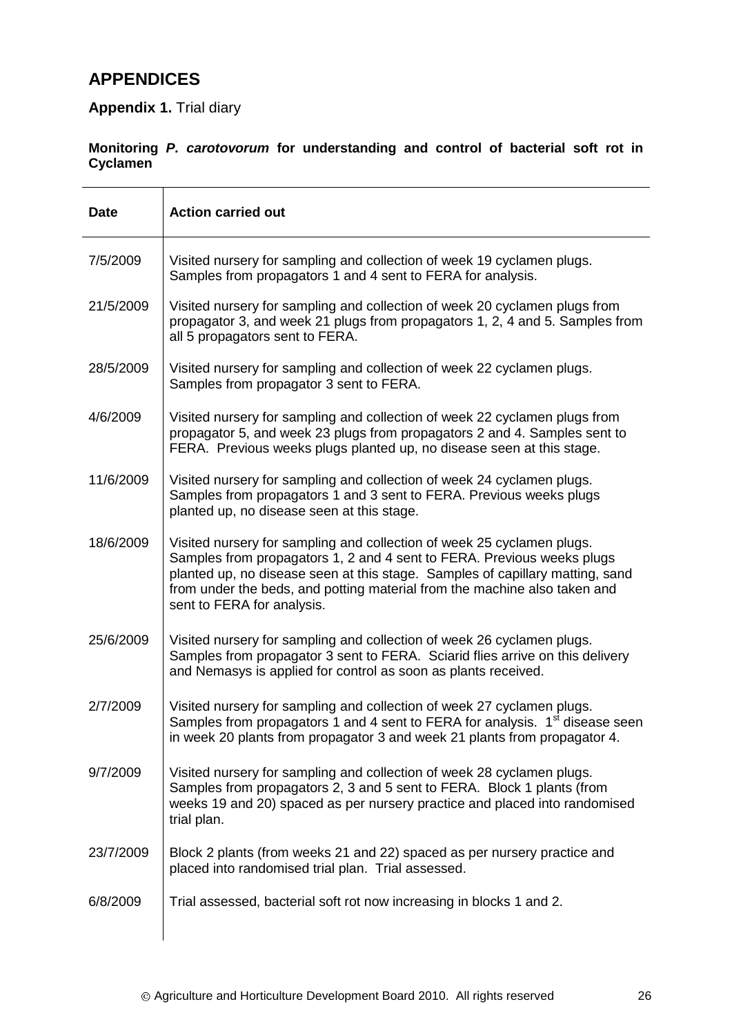# APPENDICES

**Appendix 1.** Trial diary

**Monitoring *P. carotovorum* for understanding and control of bacterial soft rot in Cyclamen**

| Date | Action carried out |
|---|---|
| 7/5/2009 | Visited nursery for sampling and collection of week 19 cyclamen plugs. Samples from propagators 1 and 4 sent to FERA for analysis. |
| 21/5/2009 | Visited nursery for sampling and collection of week 20 cyclamen plugs from propagator 3, and week 21 plugs from propagators 1, 2, 4 and 5. Samples from all 5 propagators sent to FERA. |
| 28/5/2009 | Visited nursery for sampling and collection of week 22 cyclamen plugs. Samples from propagator 3 sent to FERA. |
| 4/6/2009 | Visited nursery for sampling and collection of week 22 cyclamen plugs from propagator 5, and week 23 plugs from propagators 2 and 4. Samples sent to FERA. Previous weeks plugs planted up, no disease seen at this stage. |
| 11/6/2009 | Visited nursery for sampling and collection of week 24 cyclamen plugs. Samples from propagators 1 and 3 sent to FERA. Previous weeks plugs planted up, no disease seen at this stage. |
| 18/6/2009 | Visited nursery for sampling and collection of week 25 cyclamen plugs. Samples from propagators 1, 2 and 4 sent to FERA. Previous weeks plugs planted up, no disease seen at this stage. Samples of capillary matting, sand from under the beds, and potting material from the machine also taken and sent to FERA for analysis. |
| 25/6/2009 | Visited nursery for sampling and collection of week 26 cyclamen plugs. Samples from propagator 3 sent to FERA. Sciarid flies arrive on this delivery and Nemasys is applied for control as soon as plants received. |
| 2/7/2009 | Visited nursery for sampling and collection of week 27 cyclamen plugs. Samples from propagators 1 and 4 sent to FERA for analysis. 1st disease seen in week 20 plants from propagator 3 and week 21 plants from propagator 4. |
| 9/7/2009 | Visited nursery for sampling and collection of week 28 cyclamen plugs. Samples from propagators 2, 3 and 5 sent to FERA. Block 1 plants (from weeks 19 and 20) spaced as per nursery practice and placed into randomised trial plan. |
| 23/7/2009 | Block 2 plants (from weeks 21 and 22) spaced as per nursery practice and placed into randomised trial plan. Trial assessed. |
| 6/8/2009 | Trial assessed, bacterial soft rot now increasing in blocks 1 and 2. |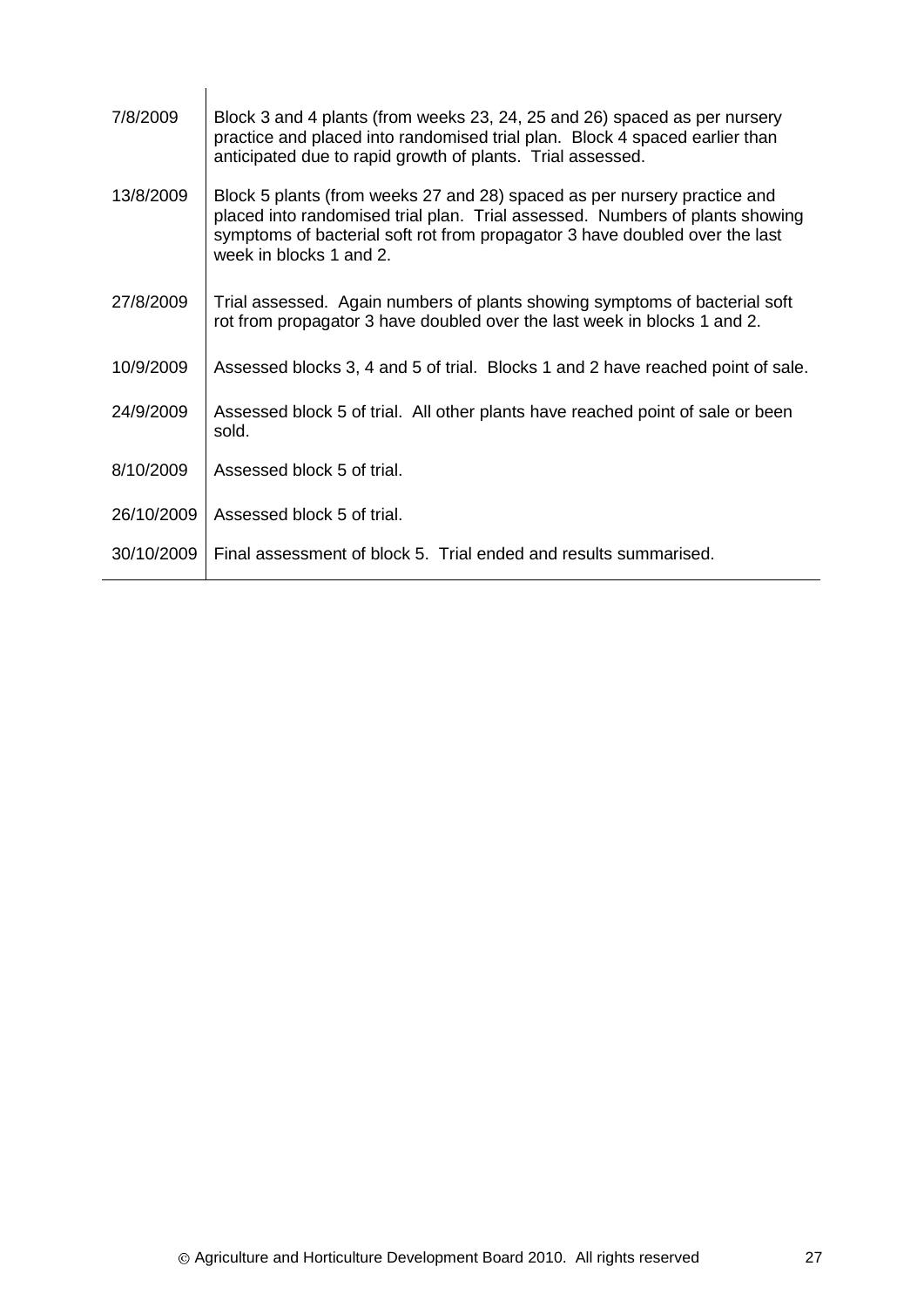| | |
|---|---|
| 7/8/2009 | Block 3 and 4 plants (from weeks 23, 24, 25 and 26) spaced as per nursery practice and placed into randomised trial plan. Block 4 spaced earlier than anticipated due to rapid growth of plants. Trial assessed. |
| 13/8/2009 | Block 5 plants (from weeks 27 and 28) spaced as per nursery practice and placed into randomised trial plan. Trial assessed. Numbers of plants showing symptoms of bacterial soft rot from propagator 3 have doubled over the last week in blocks 1 and 2. |
| 27/8/2009 | Trial assessed. Again numbers of plants showing symptoms of bacterial soft rot from propagator 3 have doubled over the last week in blocks 1 and 2. |
| 10/9/2009 | Assessed blocks 3, 4 and 5 of trial. Blocks 1 and 2 have reached point of sale. |
| 24/9/2009 | Assessed block 5 of trial. All other plants have reached point of sale or been sold. |
| 8/10/2009 | Assessed block 5 of trial. |
| 26/10/2009 | Assessed block 5 of trial. |
| 30/10/2009 | Final assessment of block 5. Trial ended and results summarised. |